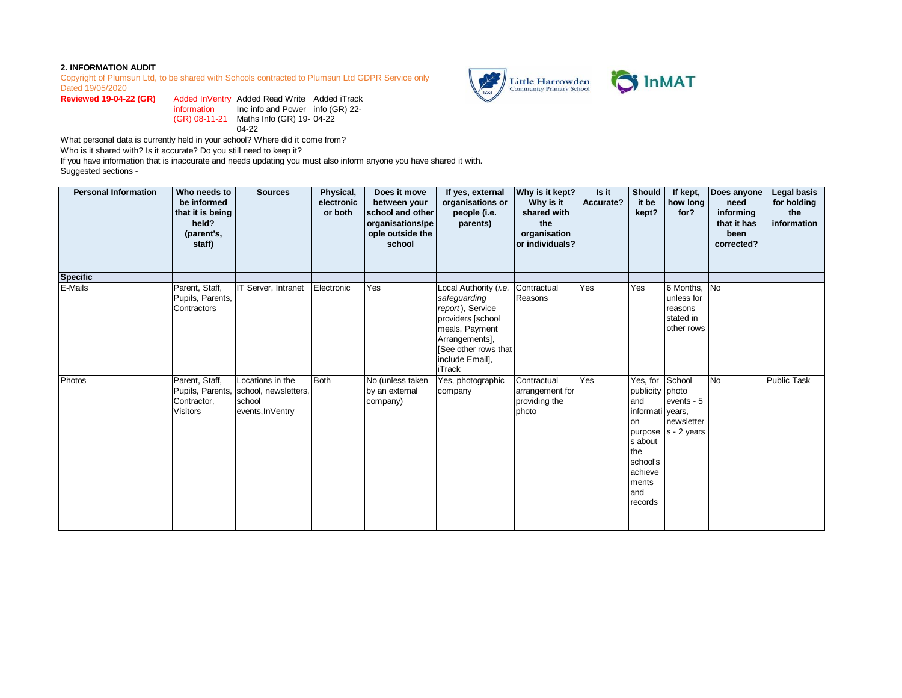**2. INFORMATION AUDIT**

Copyright of Plumsun Ltd, to be shared with Schools contracted to Plumsun Ltd GDPR Service only
Dated 19/05/2020

**Reviewed 19-04-22 (GR)** Added InVentry information (GR) 08-11-21 Added Read Write Inc info and Power Maths Info (GR) 19-04-22 Added iTrack info (GR) 22-04-22

What personal data is currently held in your school? Where did it come from?
Who is it shared with? Is it accurate? Do you still need to keep it?
If you have information that is inaccurate and needs updating you must also inform anyone you have shared it with.
Suggested sections -

| Personal Information | Who needs to be informed that it is being held? (parent's, staff) | Sources | Physical, electronic or both | Does it move between your school and other organisations/people outside the school | If yes, external organisations or people (i.e. parents) | Why is it kept? Why is it shared with the organisation or individuals? | Is it Accurate? | Should it be kept? | If kept, how long for? | Does anyone need informing that it has been corrected? | Legal basis for holding the information |
|---|---|---|---|---|---|---|---|---|---|---|---|
| **Specific** | | | | | | | | | | | |
| E-Mails | Parent, Staff, Pupils, Parents, Contractors | IT Server, Intranet | Electronic | Yes | Local Authority (*i.e. safeguarding report*), Service providers [school meals, Payment Arrangements], [See other rows that include Email], iTrack | Contractual Reasons | Yes | Yes | 6 Months, unless for reasons stated in other rows | No | |
| Photos | Parent, Staff, Pupils, Parents, Contractor, Visitors | Locations in the school, newsletters, school events,InVentry | Both | No (unless taken by an external company) | Yes, photographic company | Contractual arrangement for providing the photo | Yes | Yes, for publicity and information purposes about the school's achievements and records | School photo events - 5 years, newsletters - 2 years | No | Public Task |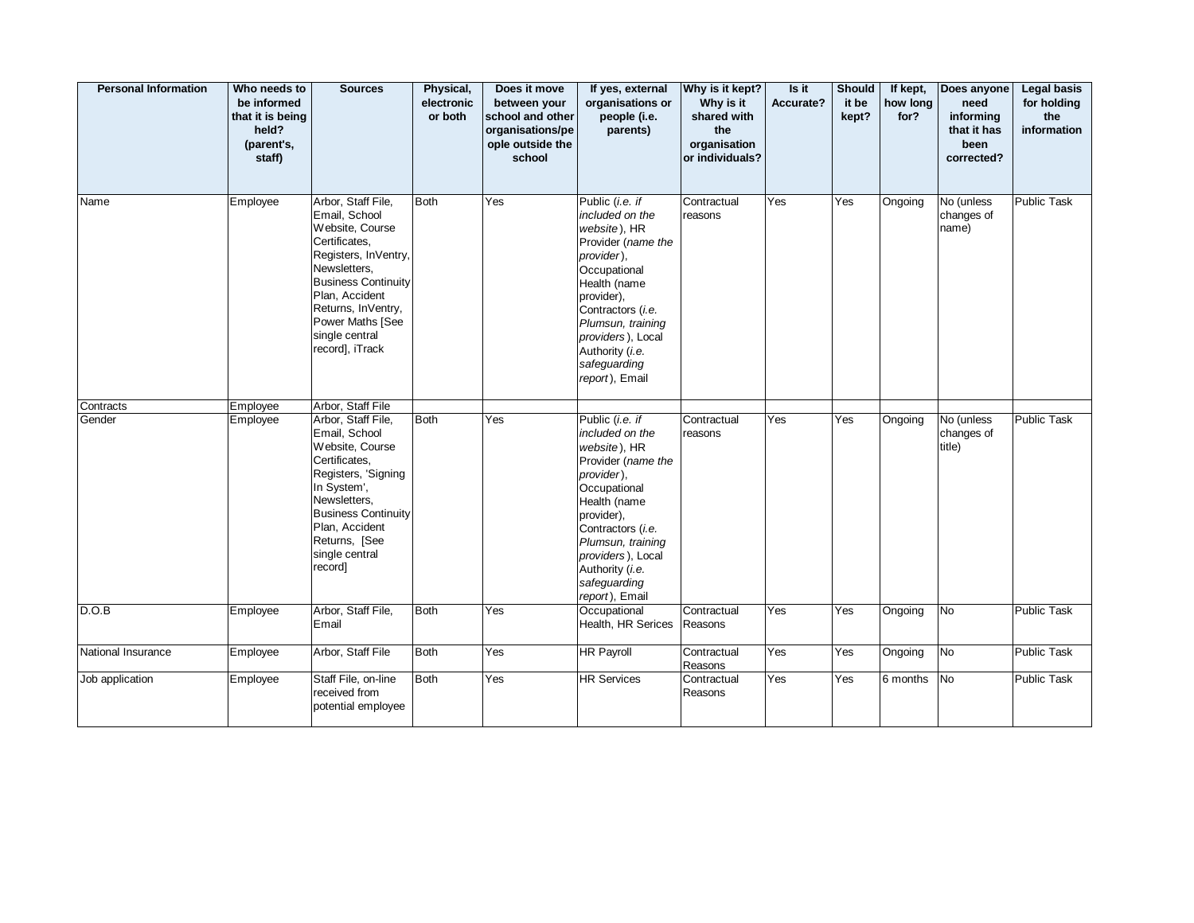| Personal Information | Who needs to be informed that it is being held? (parent's, staff) | Sources | Physical, electronic or both | Does it move between your school and other organisations/people outside the school | If yes, external organisations or people (i.e. parents) | Why is it kept? Why is it shared with the organisation or individuals? | Is it Accurate? | Should it be kept? | If kept, how long for? | Does anyone need informing that it has been corrected? | Legal basis for holding the information |
|---|---|---|---|---|---|---|---|---|---|---|---|
| Name | Employee | Arbor, Staff File, Email, School Website, Course Certificates, Registers, InVentry, Newsletters, Business Continuity Plan, Accident Returns, InVentry, Power Maths [See single central record], iTrack | Both | Yes | Public (*i.e. if included on the website*), HR Provider (*name the provider*), Occupational Health (name provider), Contractors (*i.e. Plumsun, training providers*), Local Authority (*i.e. safeguarding report*), Email | Contractual reasons | Yes | Yes | Ongoing | No (unless changes of name) | Public Task |
| Contracts | Employee | Arbor, Staff File | | | | | | | | | |
| Gender | Employee | Arbor, Staff File, Email, School Website, Course Certificates, Registers, 'Signing In System', Newsletters, Business Continuity Plan, Accident Returns, [See single central record] | Both | Yes | Public (*i.e. if included on the website*), HR Provider (*name the provider*), Occupational Health (name provider), Contractors (*i.e. Plumsun, training providers*), Local Authority (*i.e. safeguarding report*), Email | Contractual reasons | Yes | Yes | Ongoing | No (unless changes of title) | Public Task |
| D.O.B | Employee | Arbor, Staff File, Email | Both | Yes | Occupational Health, HR Serices | Contractual Reasons | Yes | Yes | Ongoing | No | Public Task |
| National Insurance | Employee | Arbor, Staff File | Both | Yes | HR Payroll | Contractual Reasons | Yes | Yes | Ongoing | No | Public Task |
| Job application | Employee | Staff File, on-line received from potential employee | Both | Yes | HR Services | Contractual Reasons | Yes | Yes | 6 months | No | Public Task |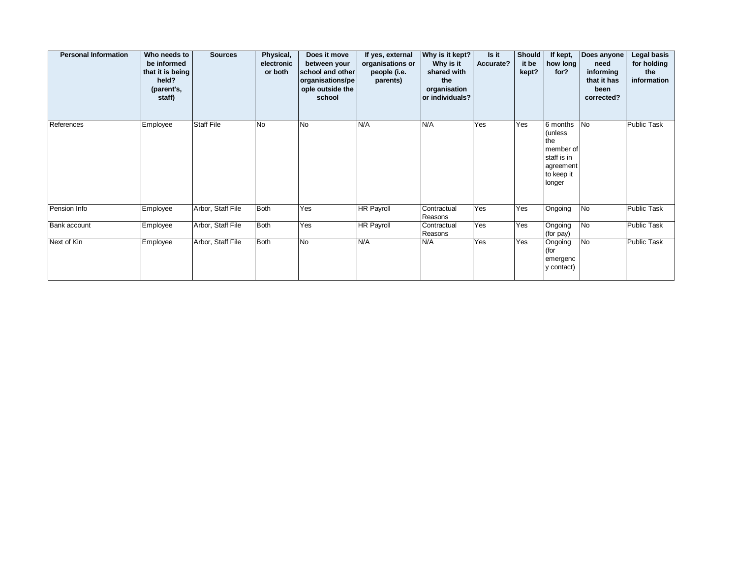| Personal Information | Who needs to be informed that it is being held? (parent's, staff) | Sources | Physical, electronic or both | Does it move between your school and other organisations/people outside the school | If yes, external organisations or people (i.e. parents) | Why is it kept? Why is it shared with the organisation or individuals? | Is it Accurate? | Should it be kept? | If kept, how long for? | Does anyone need informing that it has been corrected? | Legal basis for holding the information |
|---|---|---|---|---|---|---|---|---|---|---|---|
| References | Employee | Staff File | No | No | N/A | N/A | Yes | Yes | 6 months (unless the member of staff is in agreement to keep it longer | No | Public Task |
| Pension Info | Employee | Arbor, Staff File | Both | Yes | HR Payroll | Contractual Reasons | Yes | Yes | Ongoing | No | Public Task |
| Bank account | Employee | Arbor, Staff File | Both | Yes | HR Payroll | Contractual Reasons | Yes | Yes | Ongoing (for pay) | No | Public Task |
| Next of Kin | Employee | Arbor, Staff File | Both | No | N/A | N/A | Yes | Yes | Ongoing (for emergency contact) | No | Public Task |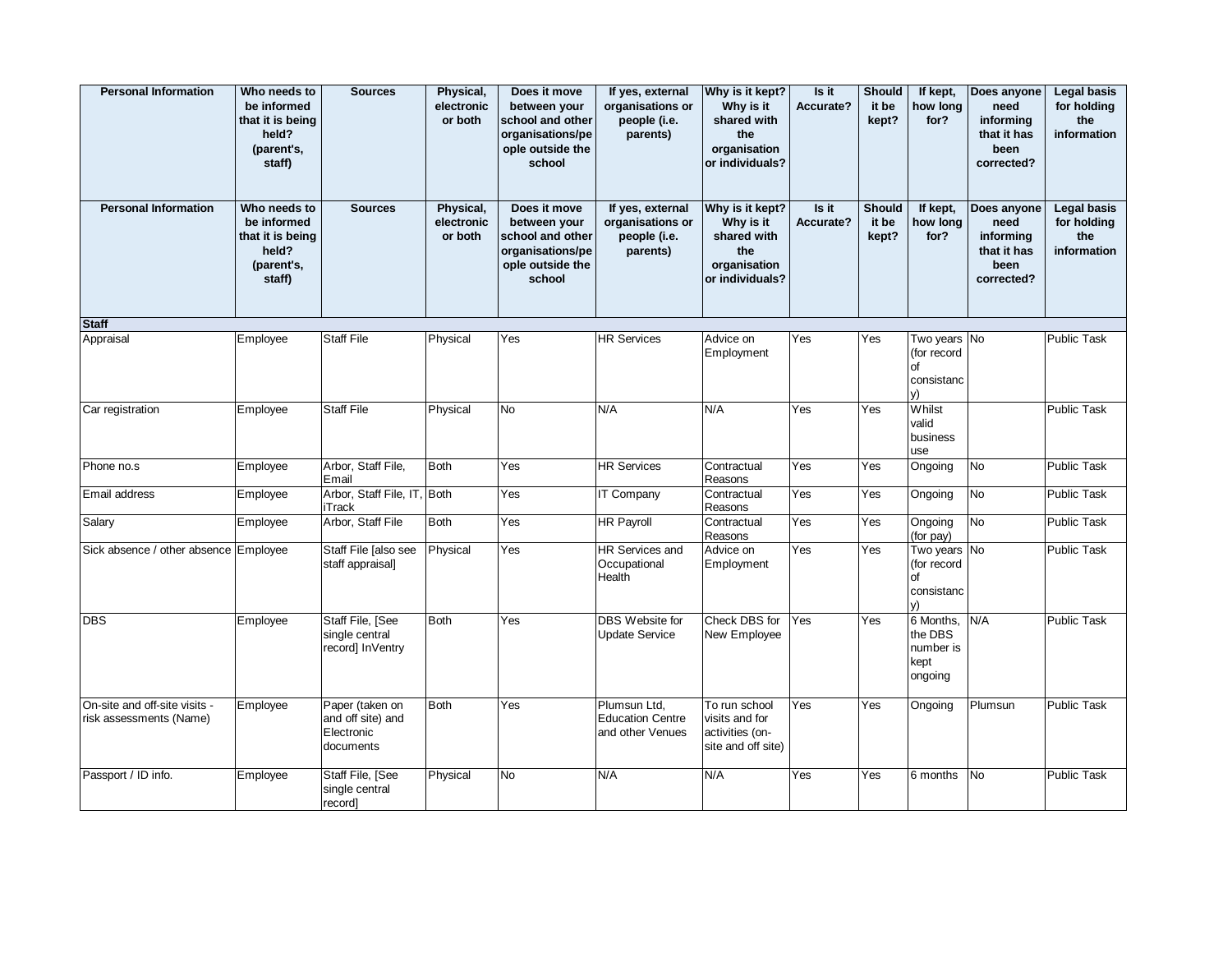| Personal Information | Who needs to be informed that it is being held? (parent's, staff) | Sources | Physical, electronic or both | Does it move between your school and other organisations/people outside the school | If yes, external organisations or people (i.e. parents) | Why is it kept? Why is it shared with the organisation or individuals? | Is it Accurate? | Should it be kept? | If kept, how long for? | Does anyone need informing that it has been corrected? | Legal basis for holding the information |
|---|---|---|---|---|---|---|---|---|---|---|---|
| Personal Information | Who needs to be informed that it is being held? (parent's, staff) | Sources | Physical, electronic or both | Does it move between your school and other organisations/people outside the school | If yes, external organisations or people (i.e. parents) | Why is it kept? Why is it shared with the organisation or individuals? | Is it Accurate? | Should it be kept? | If kept, how long for? | Does anyone need informing that it has been corrected? | Legal basis for holding the information |
| **Staff** | | | | | | | | | | | |
| Appraisal | Employee | Staff File | Physical | Yes | HR Services | Advice on Employment | Yes | Yes | Two years (for record of consistancy) | No | Public Task |
| Car registration | Employee | Staff File | Physical | No | N/A | N/A | Yes | Yes | Whilst valid business use | | Public Task |
| Phone no.s | Employee | Arbor, Staff File, Email | Both | Yes | HR Services | Contractual Reasons | Yes | Yes | Ongoing | No | Public Task |
| Email address | Employee | Arbor, Staff File, IT, iTrack | Both | Yes | IT Company | Contractual Reasons | Yes | Yes | Ongoing | No | Public Task |
| Salary | Employee | Arbor, Staff File | Both | Yes | HR Payroll | Contractual Reasons | Yes | Yes | Ongoing (for pay) | No | Public Task |
| Sick absence / other absence | Employee | Staff File [also see staff appraisal] | Physical | Yes | HR Services and Occupational Health | Advice on Employment | Yes | Yes | Two years (for record of consistancy) | No | Public Task |
| DBS | Employee | Staff File, [See single central record] InVentry | Both | Yes | DBS Website for Update Service | Check DBS for New Employee | Yes | Yes | 6 Months, the DBS number is kept ongoing | N/A | Public Task |
| On-site and off-site visits - risk assessments (Name) | Employee | Paper (taken on and off site) and Electronic documents | Both | Yes | Plumsun Ltd, Education Centre and other Venues | To run school visits and for activities (on-site and off site) | Yes | Yes | Ongoing | Plumsun | Public Task |
| Passport / ID info. | Employee | Staff File, [See single central record] | Physical | No | N/A | N/A | Yes | Yes | 6 months | No | Public Task |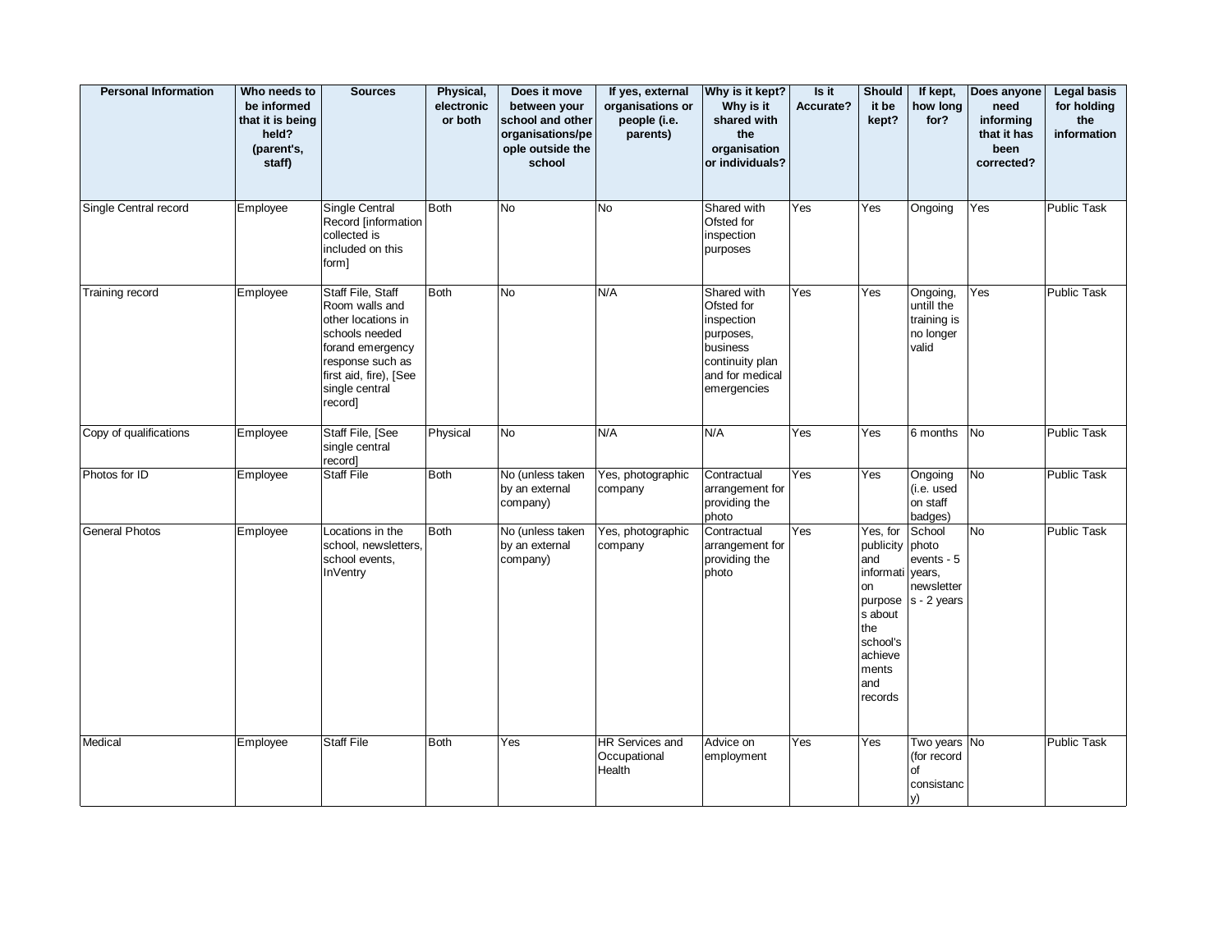| Personal Information | Who needs to be informed that it is being held? (parent's, staff) | Sources | Physical, electronic or both | Does it move between your school and other organisations/people outside the school | If yes, external organisations or people (i.e. parents) | Why is it kept? Why is it shared with the organisation or individuals? | Is it Accurate? | Should it be kept? | If kept, how long for? | Does anyone need informing that it has been corrected? | Legal basis for holding the information |
|---|---|---|---|---|---|---|---|---|---|---|---|
| Single Central record | Employee | Single Central Record [information collected is included on this form] | Both | No | No | Shared with Ofsted for inspection purposes | Yes | Yes | Ongoing | Yes | Public Task |
| Training record | Employee | Staff File, Staff Room walls and other locations in schools needed forand emergency response such as first aid, fire), [See single central record] | Both | No | N/A | Shared with Ofsted for inspection purposes, business continuity plan and for medical emergencies | Yes | Yes | Ongoing, untill the training is no longer valid | Yes | Public Task |
| Copy of qualifications | Employee | Staff File, [See single central record] | Physical | No | N/A | N/A | Yes | Yes | 6 months | No | Public Task |
| Photos for ID | Employee | Staff File | Both | No (unless taken by an external company) | Yes, photographic company | Contractual arrangement for providing the photo | Yes | Yes | Ongoing (i.e. used on staff badges) | No | Public Task |
| General Photos | Employee | Locations in the school, newsletters, school events, InVentry | Both | No (unless taken by an external company) | Yes, photographic company | Contractual arrangement for providing the photo | Yes | Yes, for publicity and information purposes about the school's achievements and records | School photo events - 5 years, newsletters - 2 years | No | Public Task |
| Medical | Employee | Staff File | Both | Yes | HR Services and Occupational Health | Advice on employment | Yes | Yes | Two years (for record of consistancy) | No | Public Task |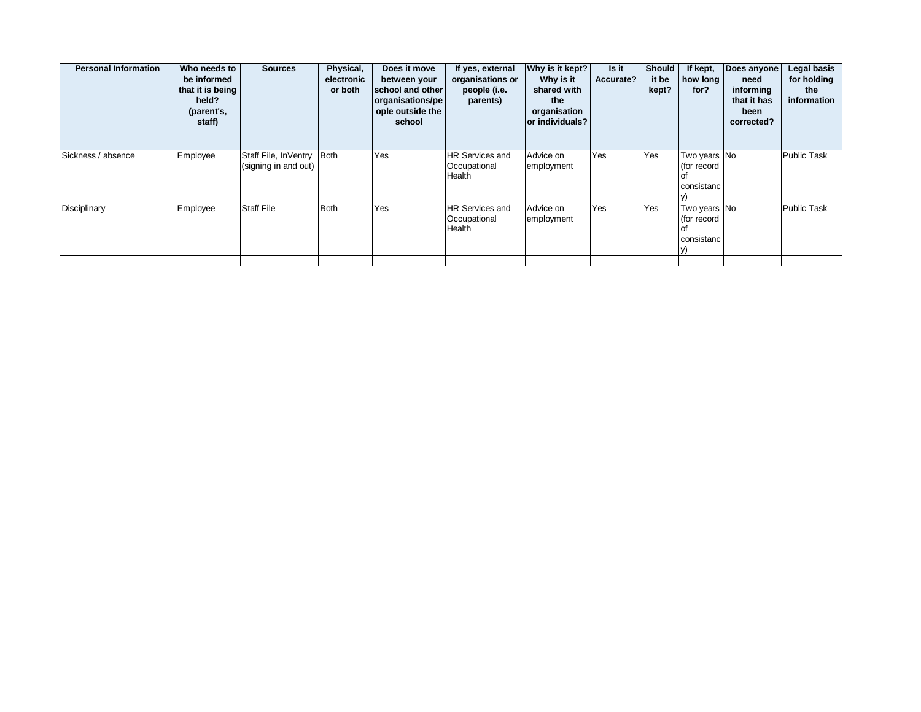| Personal Information | Who needs to be informed that it is being held? (parent's, staff) | Sources | Physical, electronic or both | Does it move between your school and other organisations/people outside the school | If yes, external organisations or people (i.e. parents) | Why is it kept? Why is it shared with the organisation or individuals? | Is it Accurate? | Should it be kept? | If kept, how long for? | Does anyone need informing that it has been corrected? | Legal basis for holding the information |
|---|---|---|---|---|---|---|---|---|---|---|---|
| Sickness / absence | Employee | Staff File, InVentry (signing in and out) | Both | Yes | HR Services and Occupational Health | Advice on employment | Yes | Yes | Two years (for record of consistancy) | No | Public Task |
| Disciplinary | Employee | Staff File | Both | Yes | HR Services and Occupational Health | Advice on employment | Yes | Yes | Two years (for record of consistancy) | No | Public Task |
| | | | | | | | | | | | |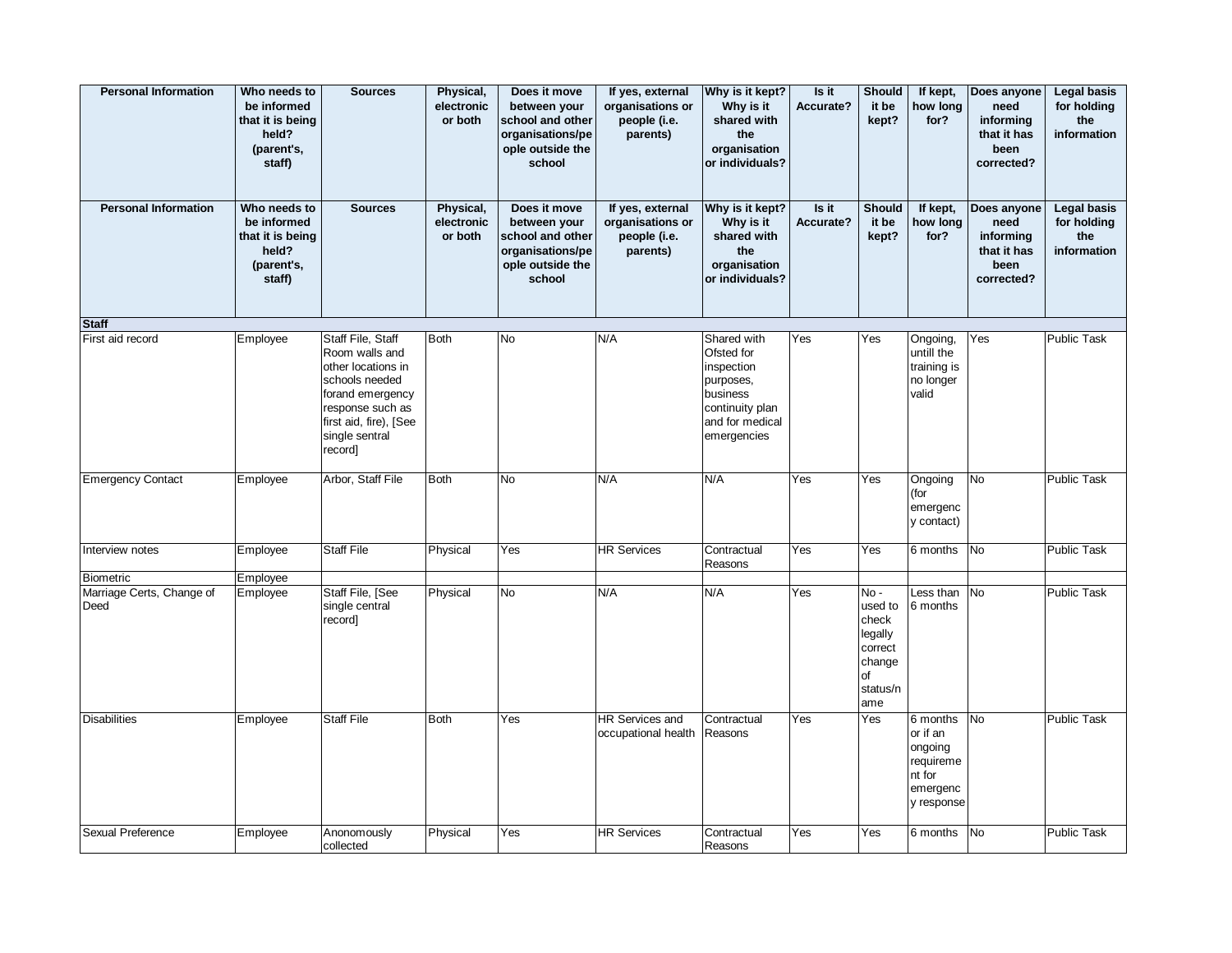| Personal Information | Who needs to be informed that it is being held? (parent's, staff) | Sources | Physical, electronic or both | Does it move between your school and other organisations/people outside the school | If yes, external organisations or people (i.e. parents) | Why is it kept? Why is it shared with the organisation or individuals? | Is it Accurate? | Should it be kept? | If kept, how long for? | Does anyone need informing that it has been corrected? | Legal basis for holding the information |
|---|---|---|---|---|---|---|---|---|---|---|---|
| **Personal Information** | **Who needs to be informed that it is being held? (parent's, staff)** | **Sources** | **Physical, electronic or both** | **Does it move between your school and other organisations/people outside the school** | **If yes, external organisations or people (i.e. parents)** | **Why is it kept? Why is it shared with the organisation or individuals?** | **Is it Accurate?** | **Should it be kept?** | **If kept, how long for?** | **Does anyone need informing that it has been corrected?** | **Legal basis for holding the information** |
| **Staff** | | | | | | | | | | | |
| First aid record | Employee | Staff File, Staff Room walls and other locations in schools needed forand emergency response such as first aid, fire), [See single sentral record] | Both | No | N/A | Shared with Ofsted for inspection purposes, business continuity plan and for medical emergencies | Yes | Yes | Ongoing, untill the training is no longer valid | Yes | Public Task |
| Emergency Contact | Employee | Arbor, Staff File | Both | No | N/A | N/A | Yes | Yes | Ongoing (for emergency contact) | No | Public Task |
| Interview notes | Employee | Staff File | Physical | Yes | HR Services | Contractual Reasons | Yes | Yes | 6 months | No | Public Task |
| Biometric | Employee | | | | | | | | | | |
| Marriage Certs, Change of Deed | Employee | Staff File, [See single central record] | Physical | No | N/A | N/A | Yes | No - used to check legally correct change of status/name | Less than 6 months | No | Public Task |
| Disabilities | Employee | Staff File | Both | Yes | HR Services and occupational health | Contractual Reasons | Yes | Yes | 6 months or if an ongoing requirement for emergency response | No | Public Task |
| Sexual Preference | Employee | Anonomously collected | Physical | Yes | HR Services | Contractual Reasons | Yes | Yes | 6 months | No | Public Task |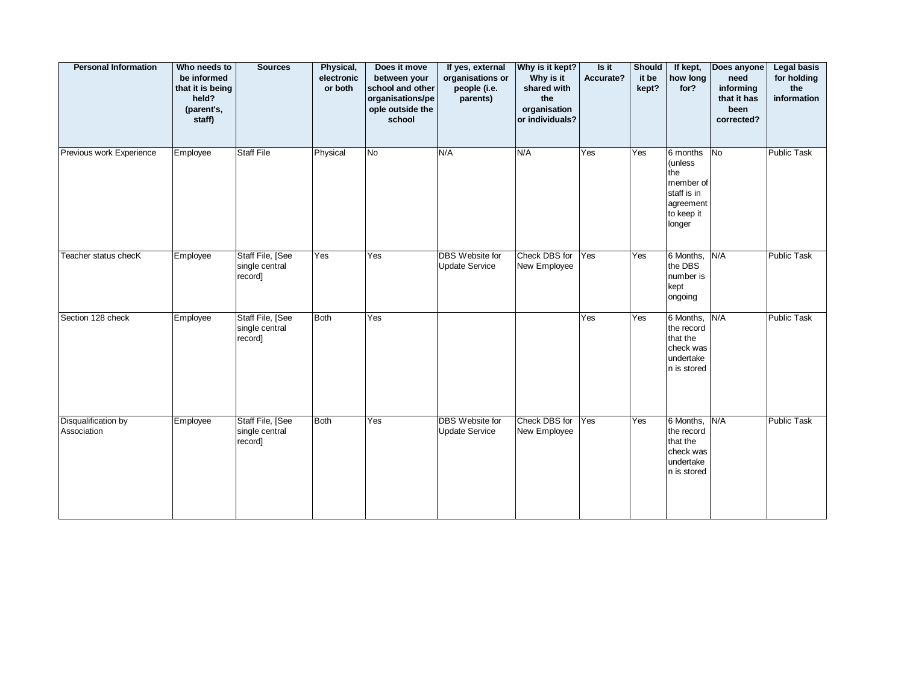| Personal Information | Who needs to be informed that it is being held? (parent's, staff) | Sources | Physical, electronic or both | Does it move between your school and other organisations/people outside the school | If yes, external organisations or people (i.e. parents) | Why is it kept? Why is it shared with the organisation or individuals? | Is it Accurate? | Should it be kept? | If kept, how long for? | Does anyone need informing that it has been corrected? | Legal basis for holding the information |
|---|---|---|---|---|---|---|---|---|---|---|---|
| Previous work Experience | Employee | Staff File | Physical | No | N/A | N/A | Yes | Yes | 6 months (unless the member of staff is in agreement to keep it longer | No | Public Task |
| Teacher status checK | Employee | Staff File, [See single central record] | Yes | Yes | DBS Website for Update Service | Check DBS for New Employee | Yes | Yes | 6 Months, the DBS number is kept ongoing | N/A | Public Task |
| Section 128 check | Employee | Staff File, [See single central record] | Both | Yes | | | Yes | Yes | 6 Months, the record that the check was undertaken is stored | N/A | Public Task |
| Disqualification by Association | Employee | Staff File, [See single central record] | Both | Yes | DBS Website for Update Service | Check DBS for New Employee | Yes | Yes | 6 Months, the record that the check was undertaken is stored | N/A | Public Task |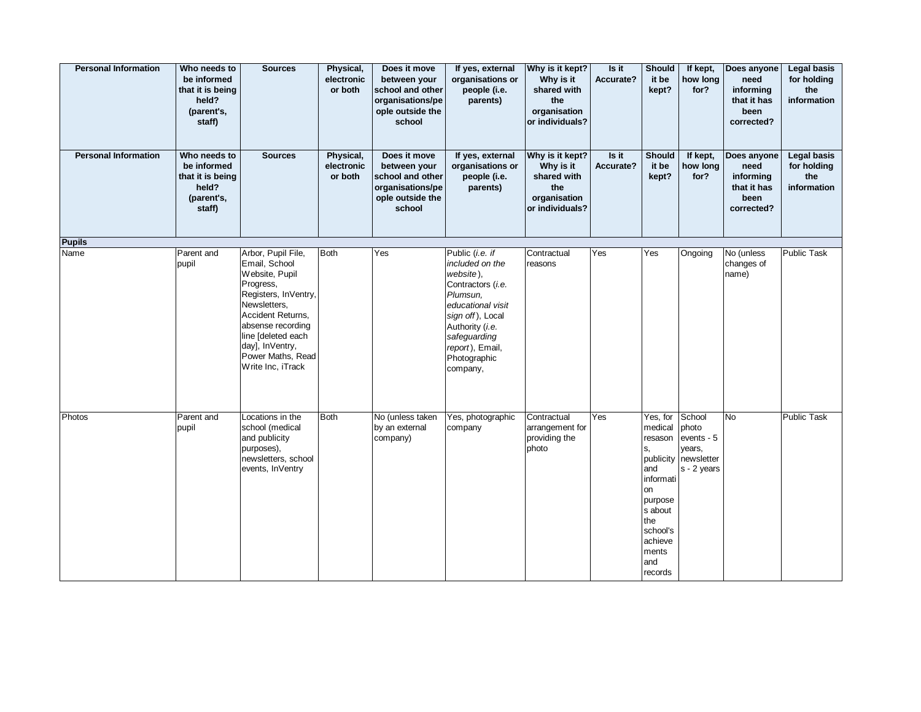| Personal Information | Who needs to be informed that it is being held? (parent's, staff) | Sources | Physical, electronic or both | Does it move between your school and other organisations/people outside the school | If yes, external organisations or people (i.e. parents) | Why is it kept? Why is it shared with the organisation or individuals? | Is it Accurate? | Should it be kept? | If kept, how long for? | Does anyone need informing that it has been corrected? | Legal basis for holding the information |
|---|---|---|---|---|---|---|---|---|---|---|---|
| **Personal Information** | **Who needs to be informed that it is being held? (parent's, staff)** | **Sources** | **Physical, electronic or both** | **Does it move between your school and other organisations/people outside the school** | **If yes, external organisations or people (i.e. parents)** | **Why is it kept? Why is it shared with the organisation or individuals?** | **Is it Accurate?** | **Should it be kept?** | **If kept, how long for?** | **Does anyone need informing that it has been corrected?** | **Legal basis for holding the information** |
| **Pupils** | | | | | | | | | | | |
| Name | Parent and pupil | Arbor, Pupil File, Email, School Website, Pupil Progress, Registers, InVentry, Newsletters, Accident Returns, absense recording line [deleted each day], InVentry, Power Maths, Read Write Inc, iTrack | Both | Yes | Public (*i.e. if included on the website*), Contractors (*i.e. Plumsun, educational visit sign off*), Local Authority (*i.e. safeguarding report*), Email, Photographic company, | Contractual reasons | Yes | Yes | Ongoing | No (unless changes of name) | Public Task |
| Photos | Parent and pupil | Locations in the school (medical and publicity purposes), newsletters, school events, InVentry | Both | No (unless taken by an external company) | Yes, photographic company | Contractual arrangement for providing the photo | Yes | Yes, for medical resasons, publicity and information purposes about the school's achievements and records | School photo events - 5 years, newsletters - 2 years | No | Public Task |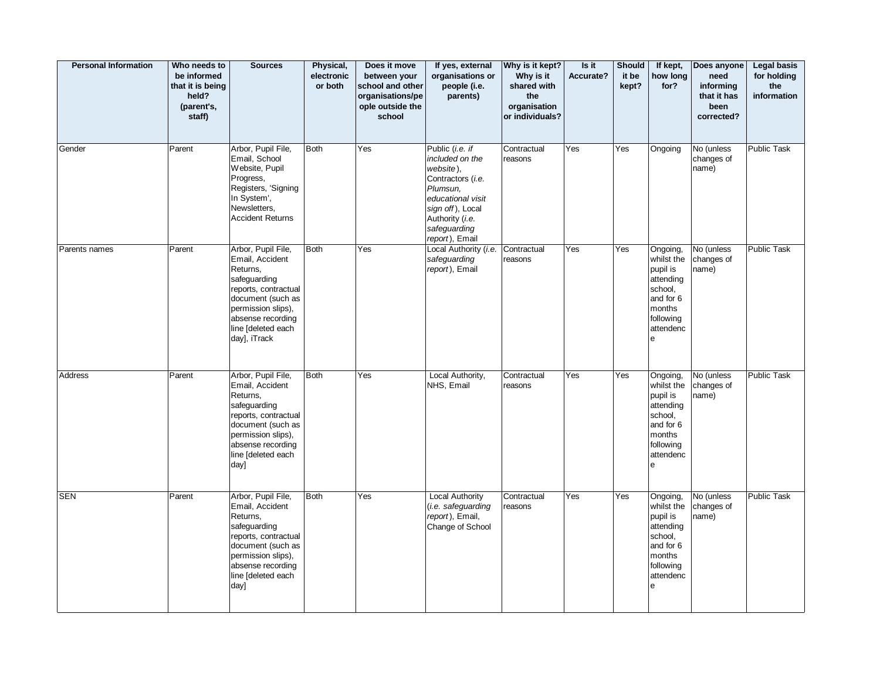| Personal Information | Who needs to be informed that it is being held? (parent's, staff) | Sources | Physical, electronic or both | Does it move between your school and other organisations/people outside the school | If yes, external organisations or people (i.e. parents) | Why is it kept? Why is it shared with the organisation or individuals? | Is it Accurate? | Should it be kept? | If kept, how long for? | Does anyone need informing that it has been corrected? | Legal basis for holding the information |
|---|---|---|---|---|---|---|---|---|---|---|---|
| Gender | Parent | Arbor, Pupil File, Email, School Website, Pupil Progress, Registers, 'Signing In System', Newsletters, Accident Returns | Both | Yes | Public (*i.e. if included on the website*), Contractors (*i.e. Plumsun, educational visit sign off*), Local Authority (*i.e. safeguarding report*), Email | Contractual reasons | Yes | Yes | Ongoing | No (unless changes of name) | Public Task |
| Parents names | Parent | Arbor, Pupil File, Email, Accident Returns, safeguarding reports, contractual document (such as permission slips), absense recording line [deleted each day], iTrack | Both | Yes | Local Authority (*i.e. safeguarding report*), Email | Contractual reasons | Yes | Yes | Ongoing, whilst the pupil is attending school, and for 6 months following attendence | No (unless changes of name) | Public Task |
| Address | Parent | Arbor, Pupil File, Email, Accident Returns, safeguarding reports, contractual document (such as permission slips), absense recording line [deleted each day] | Both | Yes | Local Authority, NHS, Email | Contractual reasons | Yes | Yes | Ongoing, whilst the pupil is attending school, and for 6 months following attendence | No (unless changes of name) | Public Task |
| SEN | Parent | Arbor, Pupil File, Email, Accident Returns, safeguarding reports, contractual document (such as permission slips), absense recording line [deleted each day] | Both | Yes | Local Authority (*i.e. safeguarding report*), Email, Change of School | Contractual reasons | Yes | Yes | Ongoing, whilst the pupil is attending school, and for 6 months following attendence | No (unless changes of name) | Public Task |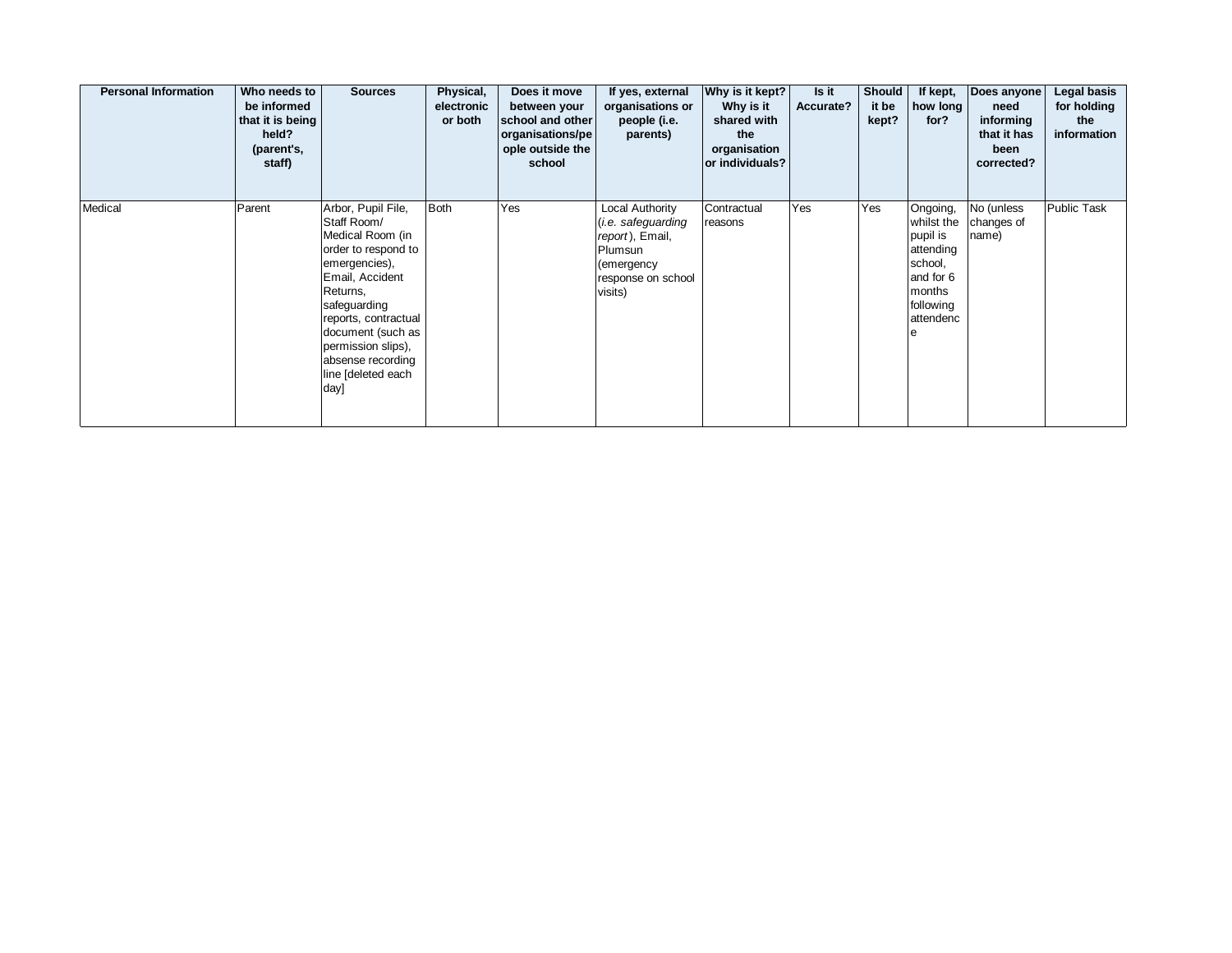| Personal Information | Who needs to be informed that it is being held? (parent's, staff) | Sources | Physical, electronic or both | Does it move between your school and other organisations/people outside the school | If yes, external organisations or people (i.e. parents) | Why is it kept? Why is it shared with the organisation or individuals? | Is it Accurate? | Should it be kept? | If kept, how long for? | Does anyone need informing that it has been corrected? | Legal basis for holding the information |
|---|---|---|---|---|---|---|---|---|---|---|---|
| Medical | Parent | Arbor, Pupil File, Staff Room/ Medical Room (in order to respond to emergencies), Email, Accident Returns, safeguarding reports, contractual document (such as permission slips), absense recording line [deleted each day] | Both | Yes | Local Authority (*i.e. safeguarding report*), Email, Plumsun (emergency response on school visits) | Contractual reasons | Yes | Yes | Ongoing, whilst the pupil is attending school, and for 6 months following attendence | No (unless changes of name) | Public Task |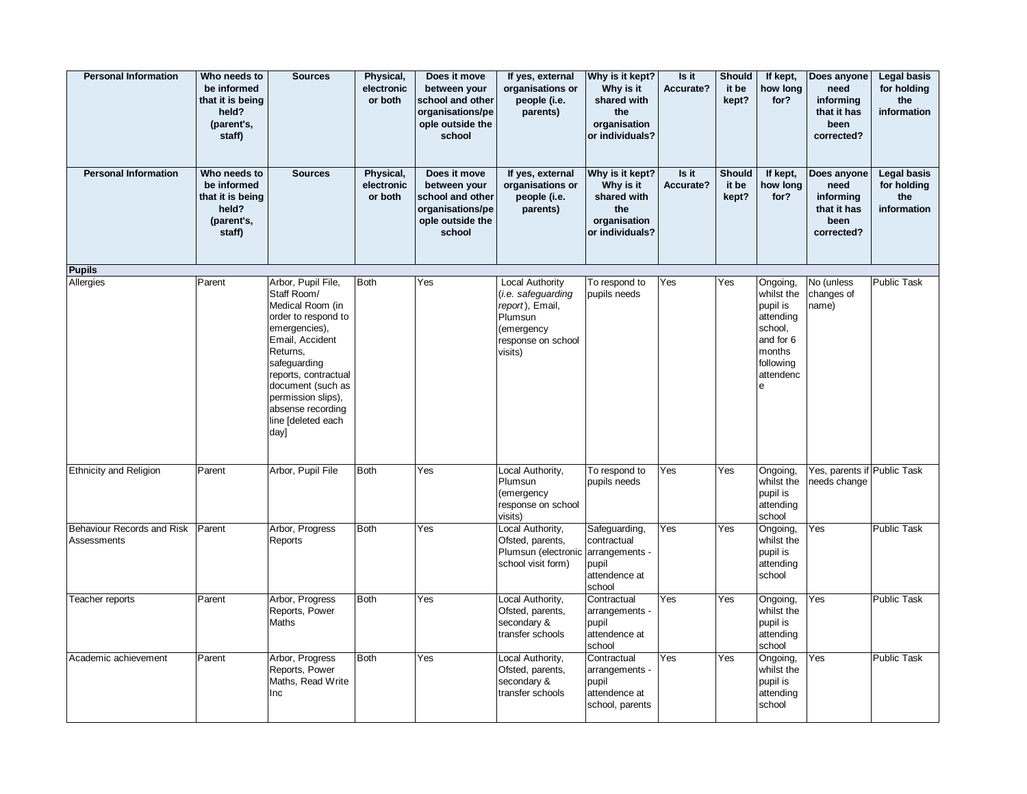| Personal Information | Who needs to be informed that it is being held? (parent's, staff) | Sources | Physical, electronic or both | Does it move between your school and other organisations/people outside the school | If yes, external organisations or people (i.e. parents) | Why is it kept? Why is it shared with the organisation or individuals? | Is it Accurate? | Should it be kept? | If kept, how long for? | Does anyone need informing that it has been corrected? | Legal basis for holding the information |
|---|---|---|---|---|---|---|---|---|---|---|---|
| **Personal Information** | **Who needs to be informed that it is being held? (parent's, staff)** | **Sources** | **Physical, electronic or both** | **Does it move between your school and other organisations/people outside the school** | **If yes, external organisations or people (i.e. parents)** | **Why is it kept? Why is it shared with the organisation or individuals?** | **Is it Accurate?** | **Should it be kept?** | **If kept, how long for?** | **Does anyone need informing that it has been corrected?** | **Legal basis for holding the information** |
| **Pupils** | | | | | | | | | | | |
| Allergies | Parent | Arbor, Pupil File, Staff Room/ Medical Room (in order to respond to emergencies), Email, Accident Returns, safeguarding reports, contractual document (such as permission slips), absense recording line [deleted each day] | Both | Yes | Local Authority (*i.e. safeguarding report*), Email, Plumsun (emergency response on school visits) | To respond to pupils needs | Yes | Yes | Ongoing, whilst the pupil is attending school, and for 6 months following attendence | No (unless changes of name) | Public Task |
| Ethnicity and Religion | Parent | Arbor, Pupil File | Both | Yes | Local Authority, Plumsun (emergency response on school visits) | To respond to pupils needs | Yes | Yes | Ongoing, whilst the pupil is attending school | Yes, parents if needs change | Public Task |
| Behaviour Records and Risk Assessments | Parent | Arbor, Progress Reports | Both | Yes | Local Authority, Ofsted, parents, Plumsun (electronic school visit form) | Safeguarding, contractual arrangements - pupil attendence at school | Yes | Yes | Ongoing, whilst the pupil is attending school | Yes | Public Task |
| Teacher reports | Parent | Arbor, Progress Reports, Power Maths | Both | Yes | Local Authority, Ofsted, parents, secondary & transfer schools | Contractual arrangements - pupil attendence at school | Yes | Yes | Ongoing, whilst the pupil is attending school | Yes | Public Task |
| Academic achievement | Parent | Arbor, Progress Reports, Power Maths, Read Write Inc | Both | Yes | Local Authority, Ofsted, parents, secondary & transfer schools | Contractual arrangements - pupil attendence at school, parents | Yes | Yes | Ongoing, whilst the pupil is attending school | Yes | Public Task |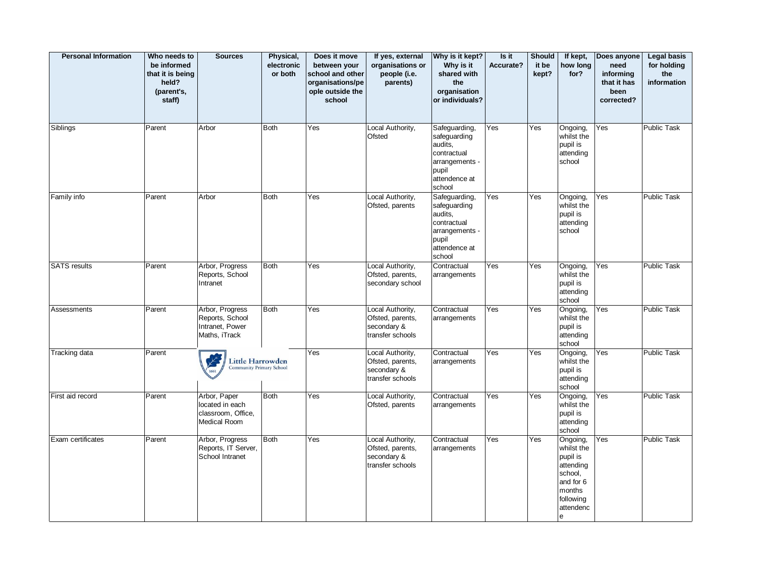| Personal Information | Who needs to be informed that it is being held? (parent's, staff) | Sources | Physical, electronic or both | Does it move between your school and other organisations/people outside the school | If yes, external organisations or people (i.e. parents) | Why is it kept? Why is it shared with the organisation or individuals? | Is it Accurate? | Should it be kept? | If kept, how long for? | Does anyone need informing that it has been corrected? | Legal basis for holding the information |
|---|---|---|---|---|---|---|---|---|---|---|---|
| Siblings | Parent | Arbor | Both | Yes | Local Authority, Ofsted | Safeguarding, safeguarding audits, contractual arrangements - pupil attendence at school | Yes | Yes | Ongoing, whilst the pupil is attending school | Yes | Public Task |
| Family info | Parent | Arbor | Both | Yes | Local Authority, Ofsted, parents | Safeguarding, safeguarding audits, contractual arrangements - pupil attendence at school | Yes | Yes | Ongoing, whilst the pupil is attending school | Yes | Public Task |
| SATS results | Parent | Arbor, Progress Reports, School Intranet | Both | Yes | Local Authority, Ofsted, parents, secondary school | Contractual arrangements | Yes | Yes | Ongoing, whilst the pupil is attending school | Yes | Public Task |
| Assessments | Parent | Arbor, Progress Reports, School Intranet, Power Maths, iTrack | Both | Yes | Local Authority, Ofsted, parents, secondary & transfer schools | Contractual arrangements | Yes | Yes | Ongoing, whilst the pupil is attending school | Yes | Public Task |
| Tracking data | Parent | | | Yes | Local Authority, Ofsted, parents, secondary & transfer schools | Contractual arrangements | Yes | Yes | Ongoing, whilst the pupil is attending school | Yes | Public Task |
| First aid record | Parent | Arbor, Paper located in each classroom, Office, Medical Room | Both | Yes | Local Authority, Ofsted, parents | Contractual arrangements | Yes | Yes | Ongoing, whilst the pupil is attending school | Yes | Public Task |
| Exam certificates | Parent | Arbor, Progress Reports, IT Server, School Intranet | Both | Yes | Local Authority, Ofsted, parents, secondary & transfer schools | Contractual arrangements | Yes | Yes | Ongoing, whilst the pupil is attending school, and for 6 months following attendence | Yes | Public Task |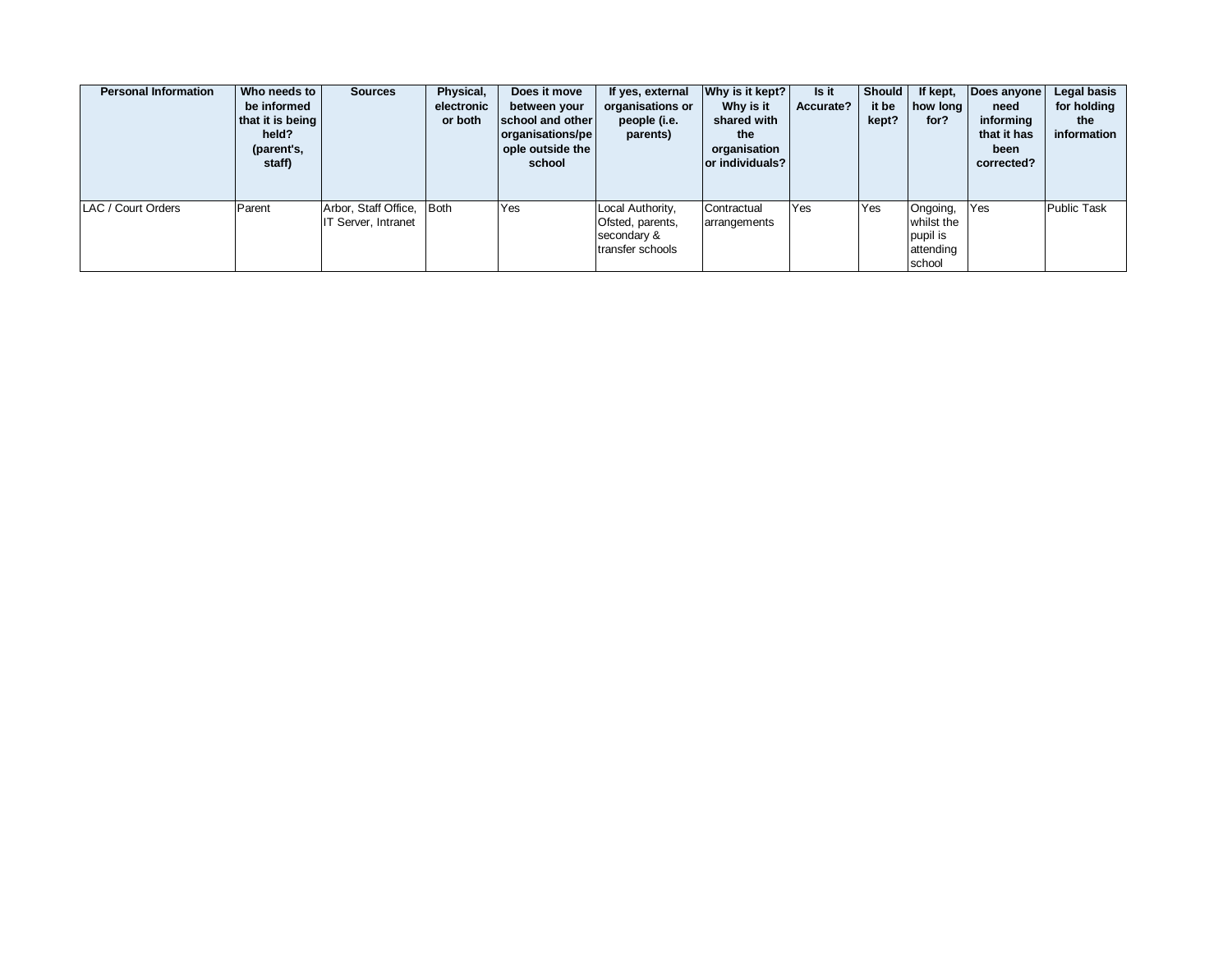| Personal Information | Who needs to be informed that it is being held? (parent's, staff) | Sources | Physical, electronic or both | Does it move between your school and other organisations/people outside the school | If yes, external organisations or people (i.e. parents) | Why is it kept? Why is it shared with the organisation or individuals? | Is it Accurate? | Should it be kept? | If kept, how long for? | Does anyone need informing that it has been corrected? | Legal basis for holding the information |
|---|---|---|---|---|---|---|---|---|---|---|---|
| LAC / Court Orders | Parent | Arbor, Staff Office, IT Server, Intranet | Both | Yes | Local Authority, Ofsted, parents, secondary & transfer schools | Contractual arrangements | Yes | Yes | Ongoing, whilst the pupil is attending school | Yes | Public Task |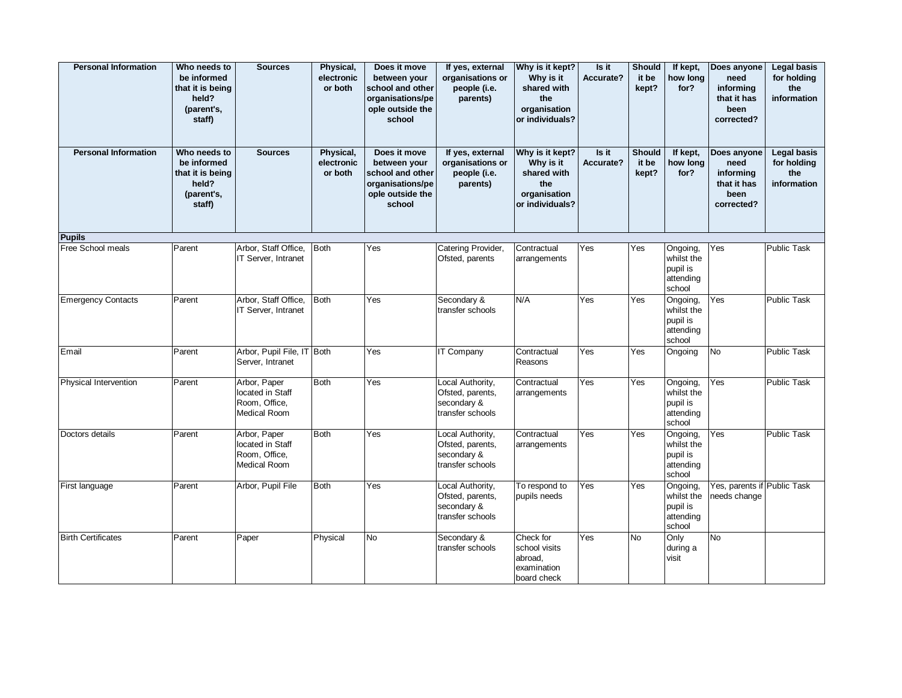| Personal Information | Who needs to be informed that it is being held? (parent's, staff) | Sources | Physical, electronic or both | Does it move between your school and other organisations/people outside the school | If yes, external organisations or people (i.e. parents) | Why is it kept? Why is it shared with the organisation or individuals? | Is it Accurate? | Should it be kept? | If kept, how long for? | Does anyone need informing that it has been corrected? | Legal basis for holding the information |
|---|---|---|---|---|---|---|---|---|---|---|---|
| Personal Information | Who needs to be informed that it is being held? (parent's, staff) | Sources | Physical, electronic or both | Does it move between your school and other organisations/people outside the school | If yes, external organisations or people (i.e. parents) | Why is it kept? Why is it shared with the organisation or individuals? | Is it Accurate? | Should it be kept? | If kept, how long for? | Does anyone need informing that it has been corrected? | Legal basis for holding the information |
| **Pupils** | | | | | | | | | | | |
| Free School meals | Parent | Arbor, Staff Office, IT Server, Intranet | Both | Yes | Catering Provider, Ofsted, parents | Contractual arrangements | Yes | Yes | Ongoing, whilst the pupil is attending school | Yes | Public Task |
| Emergency Contacts | Parent | Arbor, Staff Office, IT Server, Intranet | Both | Yes | Secondary & transfer schools | N/A | Yes | Yes | Ongoing, whilst the pupil is attending school | Yes | Public Task |
| Email | Parent | Arbor, Pupil File, IT Server, Intranet | Both | Yes | IT Company | Contractual Reasons | Yes | Yes | Ongoing | No | Public Task |
| Physical Intervention | Parent | Arbor, Paper located in Staff Room, Office, Medical Room | Both | Yes | Local Authority, Ofsted, parents, secondary & transfer schools | Contractual arrangements | Yes | Yes | Ongoing, whilst the pupil is attending school | Yes | Public Task |
| Doctors details | Parent | Arbor, Paper located in Staff Room, Office, Medical Room | Both | Yes | Local Authority, Ofsted, parents, secondary & transfer schools | Contractual arrangements | Yes | Yes | Ongoing, whilst the pupil is attending school | Yes | Public Task |
| First language | Parent | Arbor, Pupil File | Both | Yes | Local Authority, Ofsted, parents, secondary & transfer schools | To respond to pupils needs | Yes | Yes | Ongoing, whilst the pupil is attending school | Yes, parents if needs change | Public Task |
| Birth Certificates | Parent | Paper | Physical | No | Secondary & transfer schools | Check for school visits abroad, examination board check | Yes | No | Only during a visit | No | |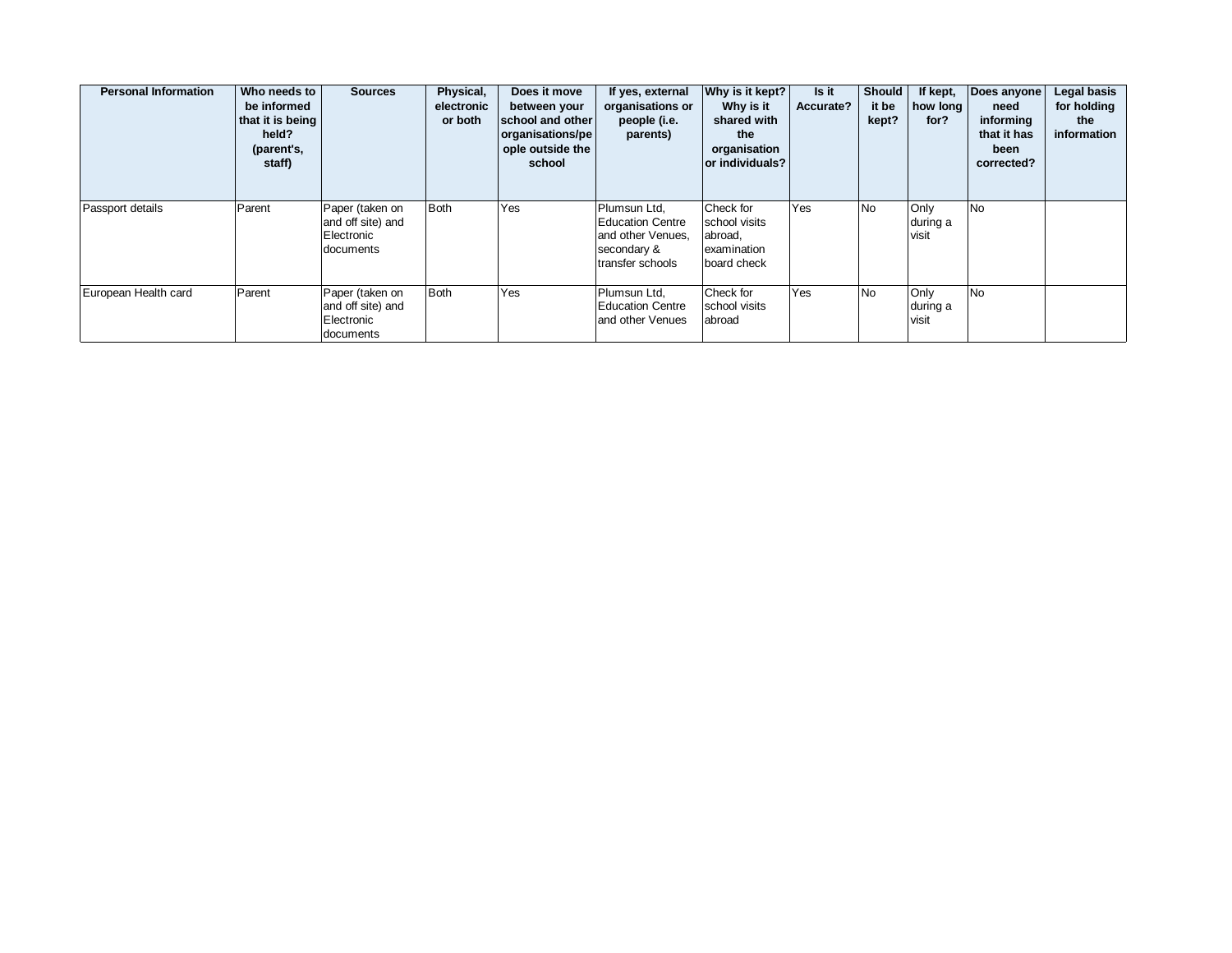| Personal Information | Who needs to be informed that it is being held? (parent's, staff) | Sources | Physical, electronic or both | Does it move between your school and other organisations/people outside the school | If yes, external organisations or people (i.e. parents) | Why is it kept? Why is it shared with the organisation or individuals? | Is it Accurate? | Should it be kept? | If kept, how long for? | Does anyone need informing that it has been corrected? | Legal basis for holding the information |
|---|---|---|---|---|---|---|---|---|---|---|---|
| Passport details | Parent | Paper (taken on and off site) and Electronic documents | Both | Yes | Plumsun Ltd, Education Centre and other Venues, secondary & transfer schools | Check for school visits abroad, examination board check | Yes | No | Only during a visit | No | |
| European Health card | Parent | Paper (taken on and off site) and Electronic documents | Both | Yes | Plumsun Ltd, Education Centre and other Venues | Check for school visits abroad | Yes | No | Only during a visit | No | |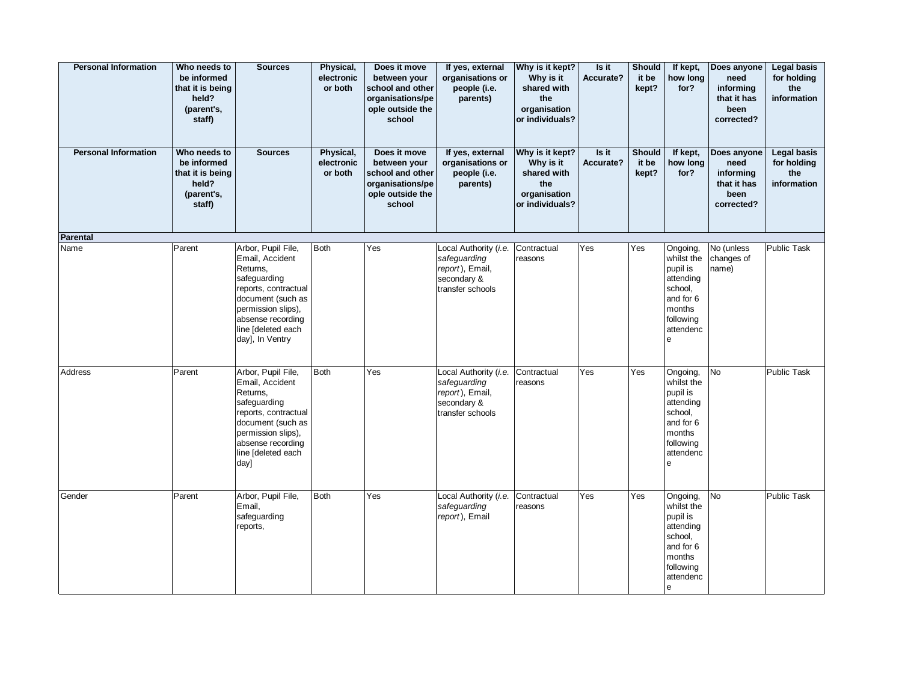| Personal Information | Who needs to be informed that it is being held? (parent's, staff) | Sources | Physical, electronic or both | Does it move between your school and other organisations/people outside the school | If yes, external organisations or people (i.e. parents) | Why is it kept? Why is it shared with the organisation or individuals? | Is it Accurate? | Should it be kept? | If kept, how long for? | Does anyone need informing that it has been corrected? | Legal basis for holding the information |
|---|---|---|---|---|---|---|---|---|---|---|---|
| Personal Information | Who needs to be informed that it is being held? (parent's, staff) | Sources | Physical, electronic or both | Does it move between your school and other organisations/people outside the school | If yes, external organisations or people (i.e. parents) | Why is it kept? Why is it shared with the organisation or individuals? | Is it Accurate? | Should it be kept? | If kept, how long for? | Does anyone need informing that it has been corrected? | Legal basis for holding the information |
| **Parental** | | | | | | | | | | | |
| Name | Parent | Arbor, Pupil File, Email, Accident Returns, safeguarding reports, contractual document (such as permission slips), absense recording line [deleted each day], In Ventry | Both | Yes | Local Authority (*i.e. safeguarding report*), Email, secondary & transfer schools | Contractual reasons | Yes | Yes | Ongoing, whilst the pupil is attending school, and for 6 months following attendence | No (unless changes of name) | Public Task |
| Address | Parent | Arbor, Pupil File, Email, Accident Returns, safeguarding reports, contractual document (such as permission slips), absense recording line [deleted each day] | Both | Yes | Local Authority (*i.e. safeguarding report*), Email, secondary & transfer schools | Contractual reasons | Yes | Yes | Ongoing, whilst the pupil is attending school, and for 6 months following attendence | No | Public Task |
| Gender | Parent | Arbor, Pupil File, Email, safeguarding reports, | Both | Yes | Local Authority (*i.e. safeguarding report*), Email | Contractual reasons | Yes | Yes | Ongoing, whilst the pupil is attending school, and for 6 months following attendence | No | Public Task |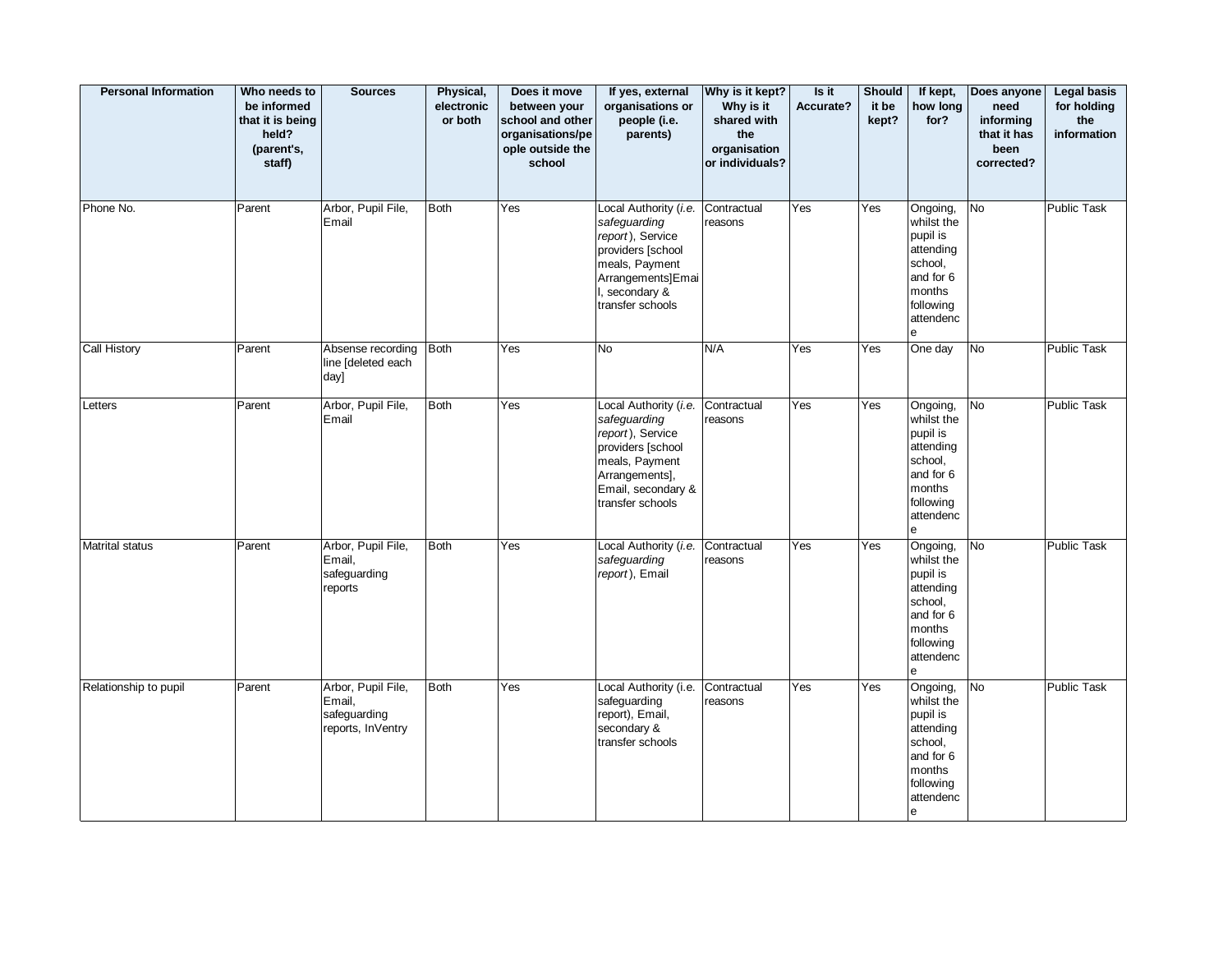| Personal Information | Who needs to be informed that it is being held? (parent's, staff) | Sources | Physical, electronic or both | Does it move between your school and other organisations/people outside the school | If yes, external organisations or people (i.e. parents) | Why is it kept? Why is it shared with the organisation or individuals? | Is it Accurate? | Should it be kept? | If kept, how long for? | Does anyone need informing that it has been corrected? | Legal basis for holding the information |
|---|---|---|---|---|---|---|---|---|---|---|---|
| Phone No. | Parent | Arbor, Pupil File, Email | Both | Yes | Local Authority (*i.e. safeguarding report*), Service providers [school meals, Payment Arrangements]Email, secondary & transfer schools | Contractual reasons | Yes | Yes | Ongoing, whilst the pupil is attending school, and for 6 months following attendence | No | Public Task |
| Call History | Parent | Absense recording line [deleted each day] | Both | Yes | No | N/A | Yes | Yes | One day | No | Public Task |
| Letters | Parent | Arbor, Pupil File, Email | Both | Yes | Local Authority (*i.e. safeguarding report*), Service providers [school meals, Payment Arrangements], Email, secondary & transfer schools | Contractual reasons | Yes | Yes | Ongoing, whilst the pupil is attending school, and for 6 months following attendence | No | Public Task |
| Matrital status | Parent | Arbor, Pupil File, Email, safeguarding reports | Both | Yes | Local Authority (*i.e. safeguarding report*), Email | Contractual reasons | Yes | Yes | Ongoing, whilst the pupil is attending school, and for 6 months following attendence | No | Public Task |
| Relationship to pupil | Parent | Arbor, Pupil File, Email, safeguarding reports, InVentry | Both | Yes | Local Authority (i.e. safeguarding report), Email, secondary & transfer schools | Contractual reasons | Yes | Yes | Ongoing, whilst the pupil is attending school, and for 6 months following attendence | No | Public Task |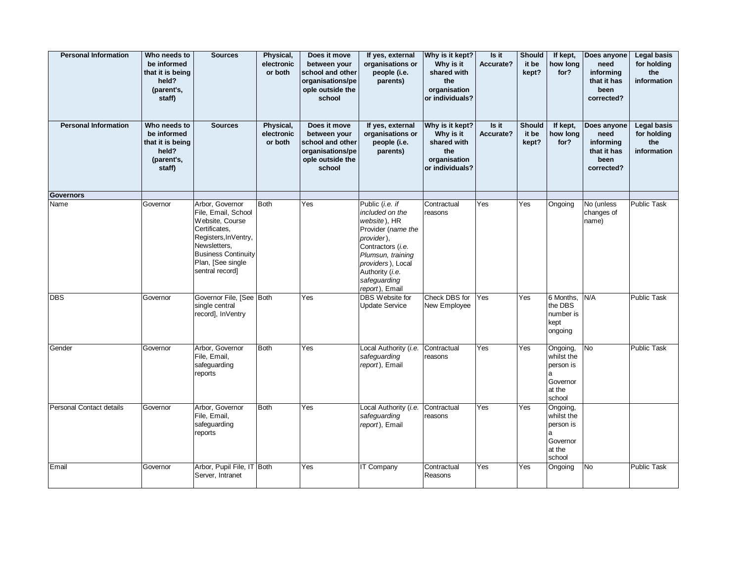| Personal Information | Who needs to be informed that it is being held? (parent's, staff) | Sources | Physical, electronic or both | Does it move between your school and other organisations/people outside the school | If yes, external organisations or people (i.e. parents) | Why is it kept? Why is it shared with the organisation or individuals? | Is it Accurate? | Should it be kept? | If kept, how long for? | Does anyone need informing that it has been corrected? | Legal basis for holding the information |
|---|---|---|---|---|---|---|---|---|---|---|---|
| **Personal Information** | **Who needs to be informed that it is being held? (parent's, staff)** | **Sources** | **Physical, electronic or both** | **Does it move between your school and other organisations/people outside the school** | **If yes, external organisations or people (i.e. parents)** | **Why is it kept? Why is it shared with the organisation or individuals?** | **Is it Accurate?** | **Should it be kept?** | **If kept, how long for?** | **Does anyone need informing that it has been corrected?** | **Legal basis for holding the information** |
| **Governors** | | | | | | | | | | | |
| Name | Governor | Arbor, Governor File, Email, School Website, Course Certificates, Registers,InVentry, Newsletters, Business Continuity Plan, [See single sentral record] | Both | Yes | Public (*i.e. if included on the website*), HR Provider (*name the provider*), Contractors (*i.e. Plumsun, training providers*), Local Authority (*i.e. safeguarding report*), Email | Contractual reasons | Yes | Yes | Ongoing | No (unless changes of name) | Public Task |
| DBS | Governor | Governor File, [See single central record], InVentry | Both | Yes | DBS Website for Update Service | Check DBS for New Employee | Yes | Yes | 6 Months, the DBS number is kept ongoing | N/A | Public Task |
| Gender | Governor | Arbor, Governor File, Email, safeguarding reports | Both | Yes | Local Authority (*i.e. safeguarding report*), Email | Contractual reasons | Yes | Yes | Ongoing, whilst the person is a Governor at the school | No | Public Task |
| Personal Contact details | Governor | Arbor, Governor File, Email, safeguarding reports | Both | Yes | Local Authority (*i.e. safeguarding report*), Email | Contractual reasons | Yes | Yes | Ongoing, whilst the person is a Governor at the school | | |
| Email | Governor | Arbor, Pupil File, IT Server, Intranet | Both | Yes | IT Company | Contractual Reasons | Yes | Yes | Ongoing | No | Public Task |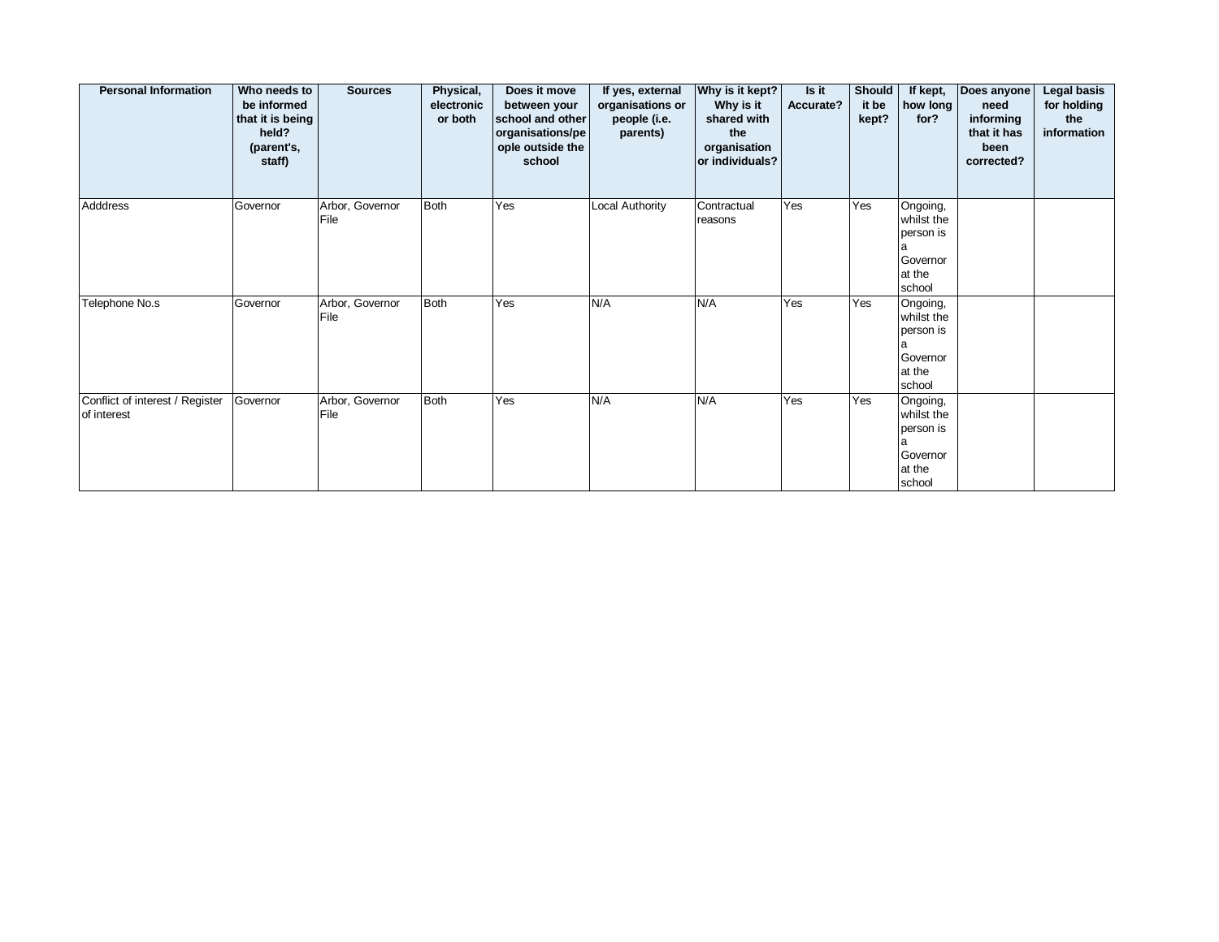| Personal Information | Who needs to be informed that it is being held? (parent's, staff) | Sources | Physical, electronic or both | Does it move between your school and other organisations/people outside the school | If yes, external organisations or people (i.e. parents) | Why is it kept? Why is it shared with the organisation or individuals? | Is it Accurate? | Should it be kept? | If kept, how long for? | Does anyone need informing that it has been corrected? | Legal basis for holding the information |
|---|---|---|---|---|---|---|---|---|---|---|---|
| Adddress | Governor | Arbor, Governor File | Both | Yes | Local Authority | Contractual reasons | Yes | Yes | Ongoing, whilst the person is a Governor at the school | | |
| Telephone No.s | Governor | Arbor, Governor File | Both | Yes | N/A | N/A | Yes | Yes | Ongoing, whilst the person is a Governor at the school | | |
| Conflict of interest / Register of interest | Governor | Arbor, Governor File | Both | Yes | N/A | N/A | Yes | Yes | Ongoing, whilst the person is a Governor at the school | | |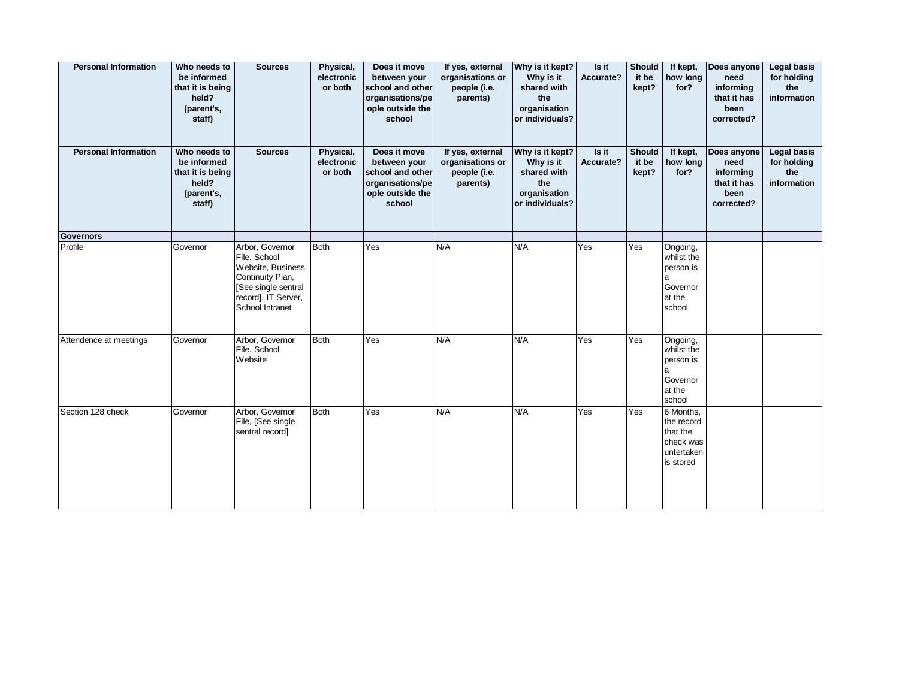| Personal Information | Who needs to be informed that it is being held? (parent's, staff) | Sources | Physical, electronic or both | Does it move between your school and other organisations/people outside the school | If yes, external organisations or people (i.e. parents) | Why is it kept? Why is it shared with the organisation or individuals? | Is it Accurate? | Should it be kept? | If kept, how long for? | Does anyone need informing that it has been corrected? | Legal basis for holding the information |
|---|---|---|---|---|---|---|---|---|---|---|---|
| Personal Information | Who needs to be informed that it is being held? (parent's, staff) | Sources | Physical, electronic or both | Does it move between your school and other organisations/people outside the school | If yes, external organisations or people (i.e. parents) | Why is it kept? Why is it shared with the organisation or individuals? | Is it Accurate? | Should it be kept? | If kept, how long for? | Does anyone need informing that it has been corrected? | Legal basis for holding the information |
| **Governors** | | | | | | | | | | | |
| Profile | Governor | Arbor, Governor File. School Website, Business Continuity Plan, [See single sentral record], IT Server, School Intranet | Both | Yes | N/A | N/A | Yes | Yes | Ongoing, whilst the person is a Governor at the school | | |
| Attendence at meetings | Governor | Arbor, Governor File. School Website | Both | Yes | N/A | N/A | Yes | Yes | Ongoing, whilst the person is a Governor at the school | | |
| Section 128 check | Governor | Arbor, Governor File, [See single sentral record] | Both | Yes | N/A | N/A | Yes | Yes | 6 Months, the record that the check was untertaken is stored | | |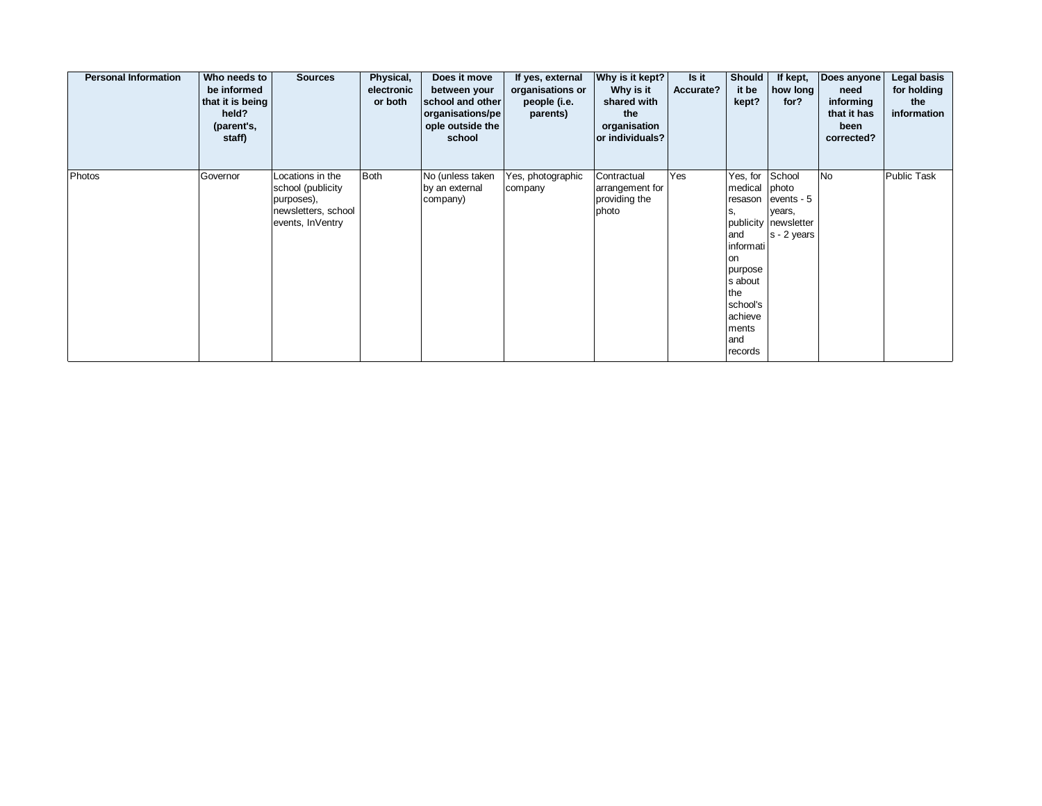| Personal Information | Who needs to be informed that it is being held? (parent's, staff) | Sources | Physical, electronic or both | Does it move between your school and other organisations/people outside the school | If yes, external organisations or people (i.e. parents) | Why is it kept? Why is it shared with the organisation or individuals? | Is it Accurate? | Should it be kept? | If kept, how long for? | Does anyone need informing that it has been corrected? | Legal basis for holding the information |
|---|---|---|---|---|---|---|---|---|---|---|---|
| Photos | Governor | Locations in the school (publicity purposes), newsletters, school events, InVentry | Both | No (unless taken by an external company) | Yes, photographic company | Contractual arrangement for providing the photo | Yes | Yes, for medical resasons, publicity and information purposes about the school's achievements and records | School photo events - 5 years, newsletters - 2 years | No | Public Task |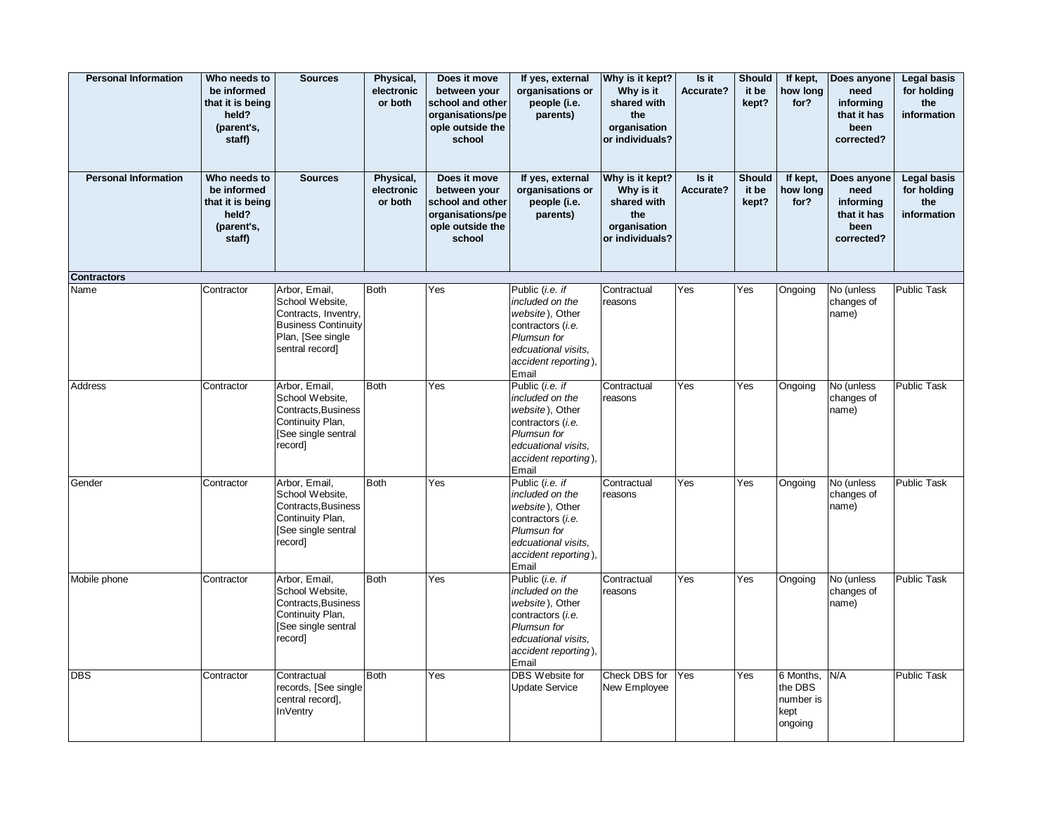| Personal Information | Who needs to be informed that it is being held? (parent's, staff) | Sources | Physical, electronic or both | Does it move between your school and other organisations/people outside the school | If yes, external organisations or people (i.e. parents) | Why is it kept? Why is it shared with the organisation or individuals? | Is it Accurate? | Should it be kept? | If kept, how long for? | Does anyone need informing that it has been corrected? | Legal basis for holding the information |
|---|---|---|---|---|---|---|---|---|---|---|---|
| **Personal Information** | **Who needs to be informed that it is being held? (parent's, staff)** | **Sources** | **Physical, electronic or both** | **Does it move between your school and other organisations/people outside the school** | **If yes, external organisations or people (i.e. parents)** | **Why is it kept? Why is it shared with the organisation or individuals?** | **Is it Accurate?** | **Should it be kept?** | **If kept, how long for?** | **Does anyone need informing that it has been corrected?** | **Legal basis for holding the information** |
| **Contractors** | | | | | | | | | | | |
| Name | Contractor | Arbor, Email, School Website, Contracts, Inventry, Business Continuity Plan, [See single sentral record] | Both | Yes | Public (*i.e. if included on the website*), Other contractors (*i.e. Plumsun for edcuational visits, accident reporting*), Email | Contractual reasons | Yes | Yes | Ongoing | No (unless changes of name) | Public Task |
| Address | Contractor | Arbor, Email, School Website, Contracts,Business Continuity Plan, [See single sentral record] | Both | Yes | Public (*i.e. if included on the website*), Other contractors (*i.e. Plumsun for edcuational visits, accident reporting*), Email | Contractual reasons | Yes | Yes | Ongoing | No (unless changes of name) | Public Task |
| Gender | Contractor | Arbor, Email, School Website, Contracts,Business Continuity Plan, [See single sentral record] | Both | Yes | Public (*i.e. if included on the website*), Other contractors (*i.e. Plumsun for edcuational visits, accident reporting*), Email | Contractual reasons | Yes | Yes | Ongoing | No (unless changes of name) | Public Task |
| Mobile phone | Contractor | Arbor, Email, School Website, Contracts,Business Continuity Plan, [See single sentral record] | Both | Yes | Public (*i.e. if included on the website*), Other contractors (*i.e. Plumsun for edcuational visits, accident reporting*), Email | Contractual reasons | Yes | Yes | Ongoing | No (unless changes of name) | Public Task |
| DBS | Contractor | Contractual records, [See single central record], InVentry | Both | Yes | DBS Website for Update Service | Check DBS for New Employee | Yes | Yes | 6 Months, the DBS number is kept ongoing | N/A | Public Task |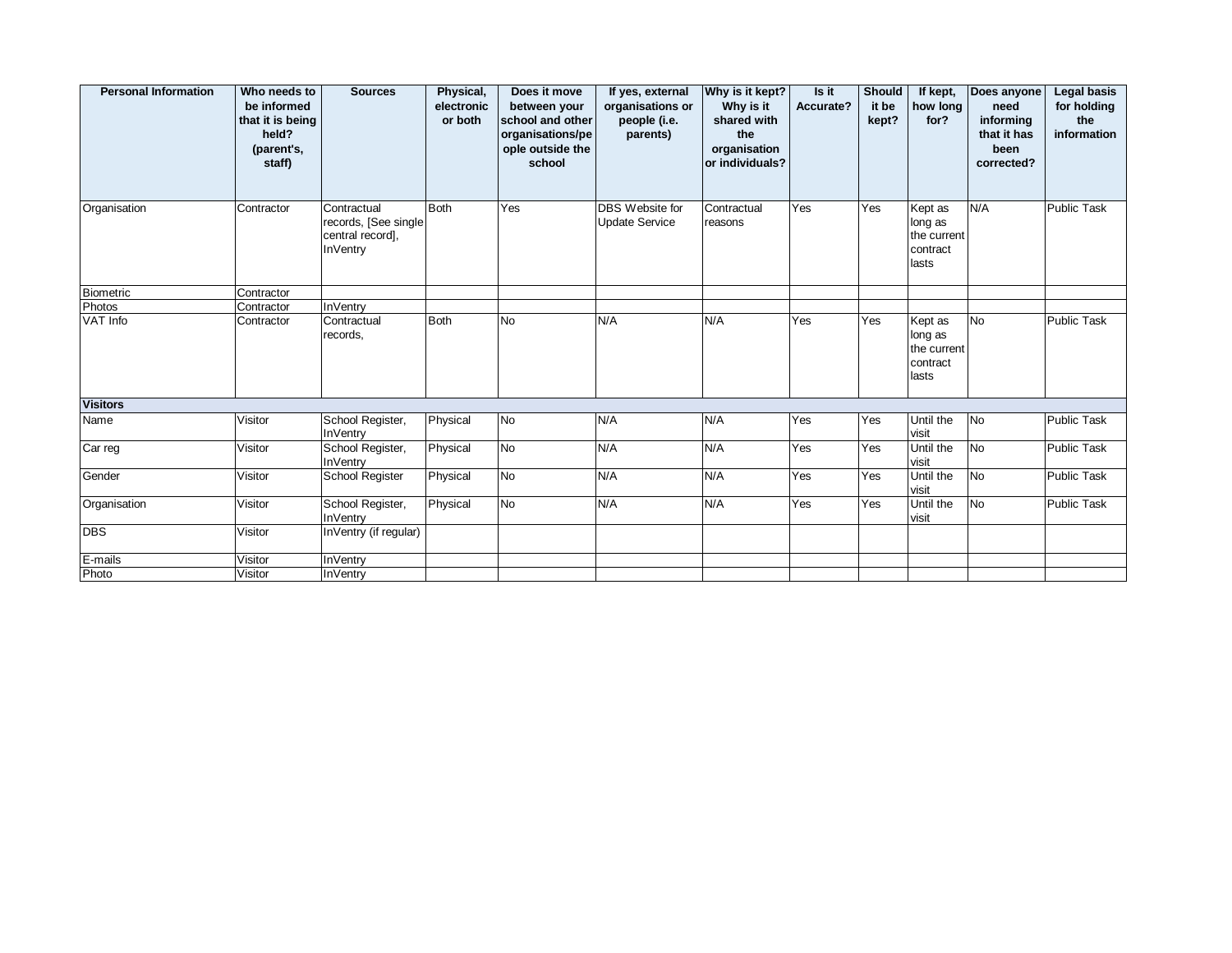| Personal Information | Who needs to be informed that it is being held? (parent's, staff) | Sources | Physical, electronic or both | Does it move between your school and other organisations/people outside the school | If yes, external organisations or people (i.e. parents) | Why is it kept? Why is it shared with the organisation or individuals? | Is it Accurate? | Should it be kept? | If kept, how long for? | Does anyone need informing that it has been corrected? | Legal basis for holding the information |
|---|---|---|---|---|---|---|---|---|---|---|---|
| Organisation | Contractor | Contractual records, [See single central record], InVentry | Both | Yes | DBS Website for Update Service | Contractual reasons | Yes | Yes | Kept as long as the current contract lasts | N/A | Public Task |
| Biometric | Contractor | | | | | | | | | | |
| Photos | Contractor | InVentry | | | | | | | | | |
| VAT Info | Contractor | Contractual records, | Both | No | N/A | N/A | Yes | Yes | Kept as long as the current contract lasts | No | Public Task |
| **Visitors** | | | | | | | | | | | |
| Name | Visitor | School Register, InVentry | Physical | No | N/A | N/A | Yes | Yes | Until the visit | No | Public Task |
| Car reg | Visitor | School Register, InVentry | Physical | No | N/A | N/A | Yes | Yes | Until the visit | No | Public Task |
| Gender | Visitor | School Register | Physical | No | N/A | N/A | Yes | Yes | Until the visit | No | Public Task |
| Organisation | Visitor | School Register, InVentry | Physical | No | N/A | N/A | Yes | Yes | Until the visit | No | Public Task |
| DBS | Visitor | InVentry (if regular) | | | | | | | | | |
| E-mails | Visitor | InVentry | | | | | | | | | |
| Photo | Visitor | InVentry | | | | | | | | | |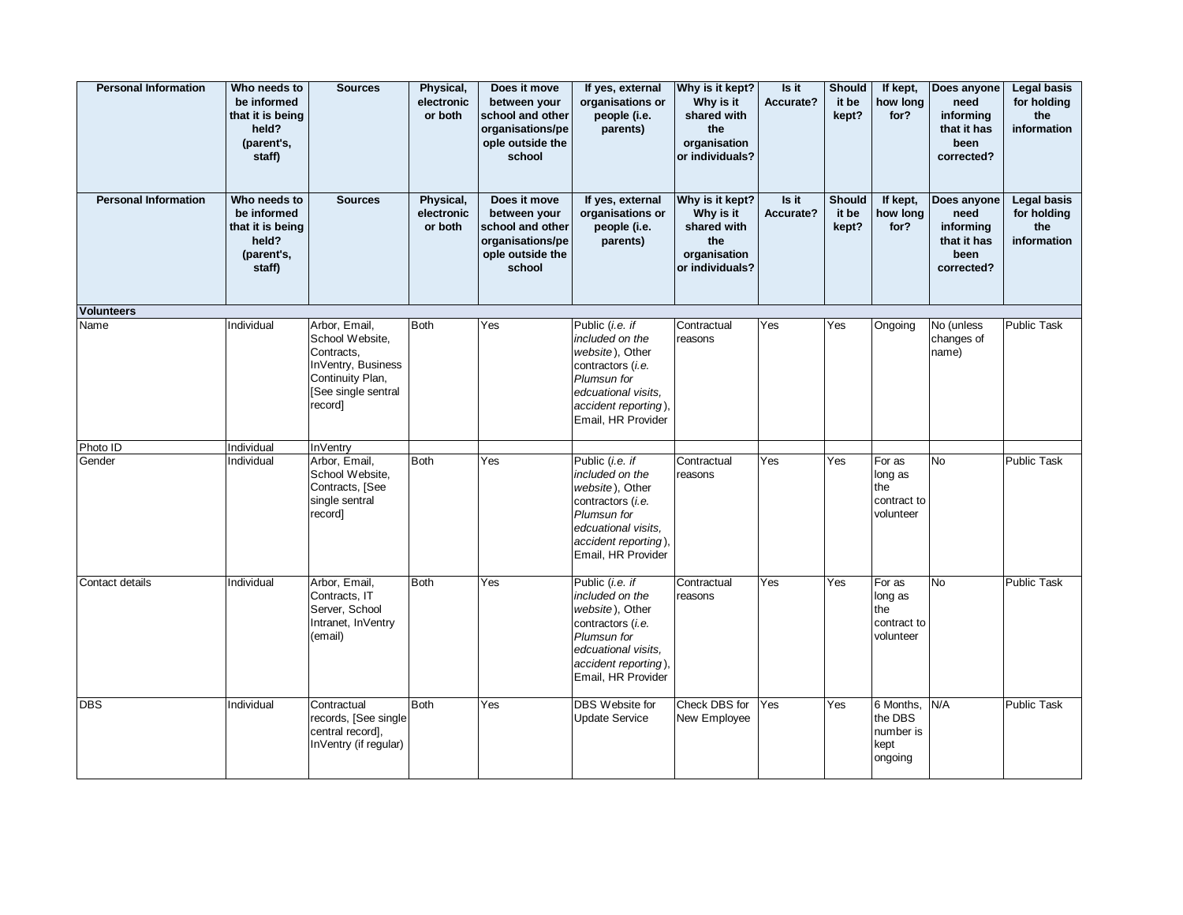| Personal Information | Who needs to be informed that it is being held? (parent's, staff) | Sources | Physical, electronic or both | Does it move between your school and other organisations/people outside the school | If yes, external organisations or people (i.e. parents) | Why is it kept? Why is it shared with the organisation or individuals? | Is it Accurate? | Should it be kept? | If kept, how long for? | Does anyone need informing that it has been corrected? | Legal basis for holding the information |
|---|---|---|---|---|---|---|---|---|---|---|---|
| **Personal Information** | **Who needs to be informed that it is being held? (parent's, staff)** | **Sources** | **Physical, electronic or both** | **Does it move between your school and other organisations/people outside the school** | **If yes, external organisations or people (i.e. parents)** | **Why is it kept? Why is it shared with the organisation or individuals?** | **Is it Accurate?** | **Should it be kept?** | **If kept, how long for?** | **Does anyone need informing that it has been corrected?** | **Legal basis for holding the information** |
| **Volunteers** | | | | | | | | | | | |
| Name | Individual | Arbor, Email, School Website, Contracts, InVentry, Business Continuity Plan, [See single sentral record] | Both | Yes | Public (*i.e. if included on the website*), Other contractors (*i.e. Plumsun for edcuational visits, accident reporting*), Email, HR Provider | Contractual reasons | Yes | Yes | Ongoing | No (unless changes of name) | Public Task |
| Photo ID | Individual | InVentry | | | | | | | | | |
| Gender | Individual | Arbor, Email, School Website, Contracts, [See single sentral record] | Both | Yes | Public (*i.e. if included on the website*), Other contractors (*i.e. Plumsun for edcuational visits, accident reporting*), Email, HR Provider | Contractual reasons | Yes | Yes | For as long as the contract to volunteer | No | Public Task |
| Contact details | Individual | Arbor, Email, Contracts, IT Server, School Intranet, InVentry (email) | Both | Yes | Public (*i.e. if included on the website*), Other contractors (*i.e. Plumsun for edcuational visits, accident reporting*), Email, HR Provider | Contractual reasons | Yes | Yes | For as long as the contract to volunteer | No | Public Task |
| DBS | Individual | Contractual records, [See single central record], InVentry (if regular) | Both | Yes | DBS Website for Update Service | Check DBS for New Employee | Yes | Yes | 6 Months, the DBS number is kept ongoing | N/A | Public Task |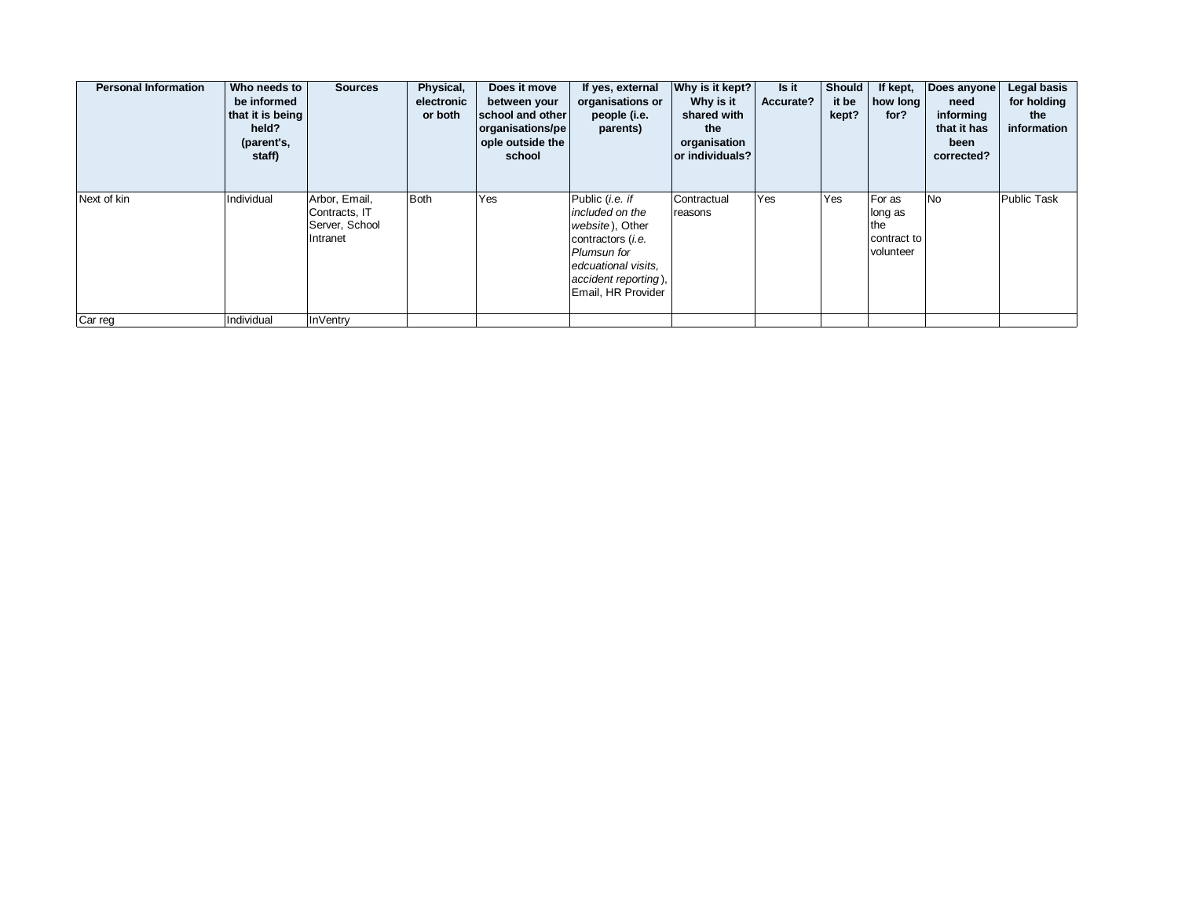| Personal Information | Who needs to be informed that it is being held? (parent's, staff) | Sources | Physical, electronic or both | Does it move between your school and other organisations/people outside the school | If yes, external organisations or people (i.e. parents) | Why is it kept? Why is it shared with the organisation or individuals? | Is it Accurate? | Should it be kept? | If kept, how long for? | Does anyone need informing that it has been corrected? | Legal basis for holding the information |
|---|---|---|---|---|---|---|---|---|---|---|---|
| Next of kin | Individual | Arbor, Email, Contracts, IT Server, School Intranet | Both | Yes | Public (*i.e. if included on the website*), Other contractors (*i.e. Plumsun for edcuational visits, accident reporting*), Email, HR Provider | Contractual reasons | Yes | Yes | For as long as the contract to volunteer | No | Public Task |
| Car reg | Individual | InVentry | | | | | | | | | |